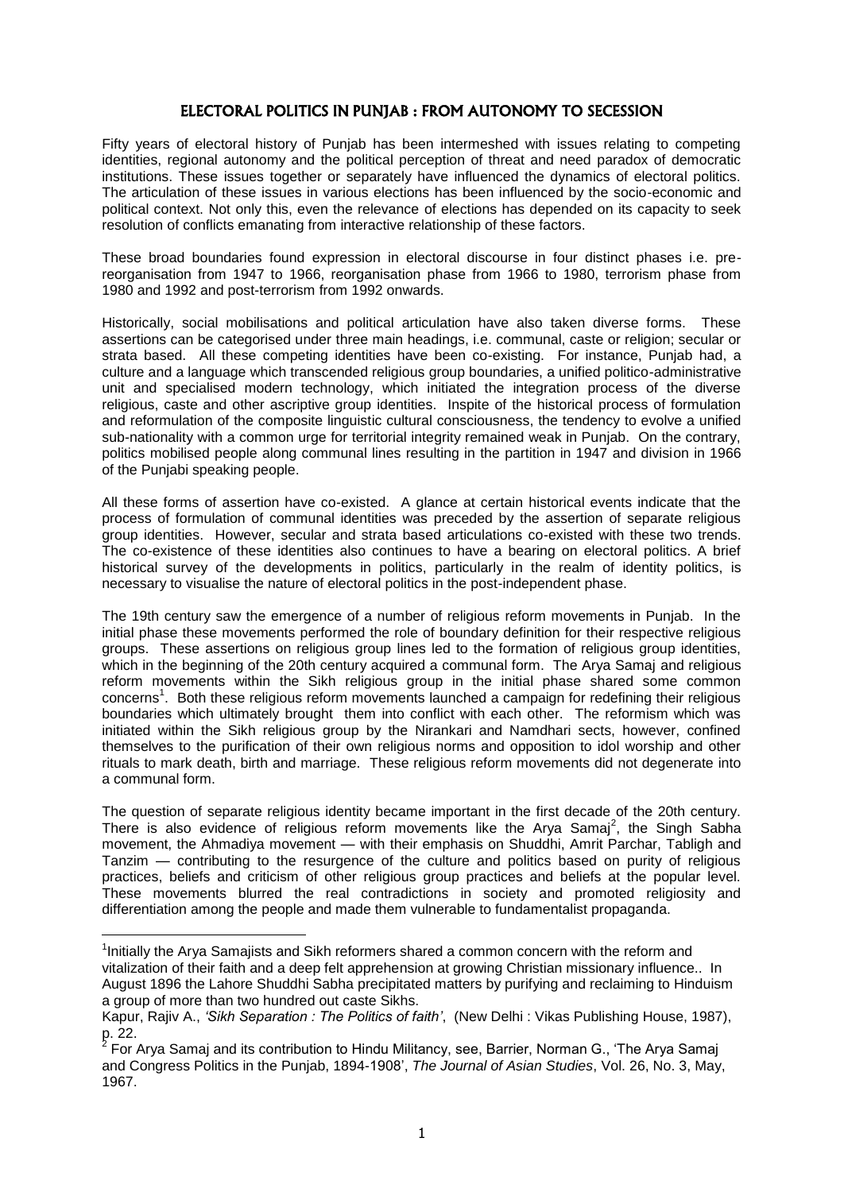# ELECTORAL POLITICS IN PUNJAB : FROM AUTONOMY TO SECESSION

Fifty years of electoral history of Punjab has been intermeshed with issues relating to competing identities, regional autonomy and the political perception of threat and need paradox of democratic institutions. These issues together or separately have influenced the dynamics of electoral politics. The articulation of these issues in various elections has been influenced by the socio-economic and political context. Not only this, even the relevance of elections has depended on its capacity to seek resolution of conflicts emanating from interactive relationship of these factors.

These broad boundaries found expression in electoral discourse in four distinct phases i.e. pre-reorganisation from 1947 to 1966, reorganisation phase from 1966 to 1980, terrorism phase from 1980 and 1992 and post-terrorism from 1992 onwards.

Historically, social mobilisations and political articulation have also taken diverse forms. These assertions can be categorised under three main headings, i.e. communal, caste or religion; secular or strata based. All these competing identities have been co-existing. For instance, Punjab had, a culture and a language which transcended religious group boundaries, a unified politico-administrative unit and specialised modern technology, which initiated the integration process of the diverse religious, caste and other ascriptive group identities. Inspite of the historical process of formulation and reformulation of the composite linguistic cultural consciousness, the tendency to evolve a unified sub-nationality with a common urge for territorial integrity remained weak in Punjab. On the contrary, politics mobilised people along communal lines resulting in the partition in 1947 and division in 1966 of the Punjabi speaking people.

All these forms of assertion have co-existed. A glance at certain historical events indicate that the process of formulation of communal identities was preceded by the assertion of separate religious group identities. However, secular and strata based articulations co-existed with these two trends. The co-existence of these identities also continues to have a bearing on electoral politics. A brief historical survey of the developments in politics, particularly in the realm of identity politics, is necessary to visualise the nature of electoral politics in the post-independent phase.

The 19th century saw the emergence of a number of religious reform movements in Punjab. In the initial phase these movements performed the role of boundary definition for their respective religious groups. These assertions on religious group lines led to the formation of religious group identities, which in the beginning of the 20th century acquired a communal form. The Arya Samaj and religious reform movements within the Sikh religious group in the initial phase shared some common concerns[1]. Both these religious reform movements launched a campaign for redefining their religious boundaries which ultimately brought them into conflict with each other. The reformism which was initiated within the Sikh religious group by the Nirankari and Namdhari sects, however, confined themselves to the purification of their own religious norms and opposition to idol worship and other rituals to mark death, birth and marriage. These religious reform movements did not degenerate into a communal form.

The question of separate religious identity became important in the first decade of the 20th century. There is also evidence of religious reform movements like the Arya Samaj[2], the Singh Sabha movement, the Ahmadiya movement — with their emphasis on Shuddhi, Amrit Parchar, Tabligh and Tanzim — contributing to the resurgence of the culture and politics based on purity of religious practices, beliefs and criticism of other religious group practices and beliefs at the popular level. These movements blurred the real contradictions in society and promoted religiosity and differentiation among the people and made them vulnerable to fundamentalist propaganda.

---

[1] Initially the Arya Samajists and Sikh reformers shared a common concern with the reform and vitalization of their faith and a deep felt apprehension at growing Christian missionary influence.. In August 1896 the Lahore Shuddhi Sabha precipitated matters by purifying and reclaiming to Hinduism a group of more than two hundred out caste Sikhs.

Kapur, Rajiv A., *'Sikh Separation : The Politics of faith'*, (New Delhi : Vikas Publishing House, 1987), p. 22.

[2] For Arya Samaj and its contribution to Hindu Militancy, see, Barrier, Norman G., 'The Arya Samaj and Congress Politics in the Punjab, 1894-1908', *The Journal of Asian Studies*, Vol. 26, No. 3, May, 1967.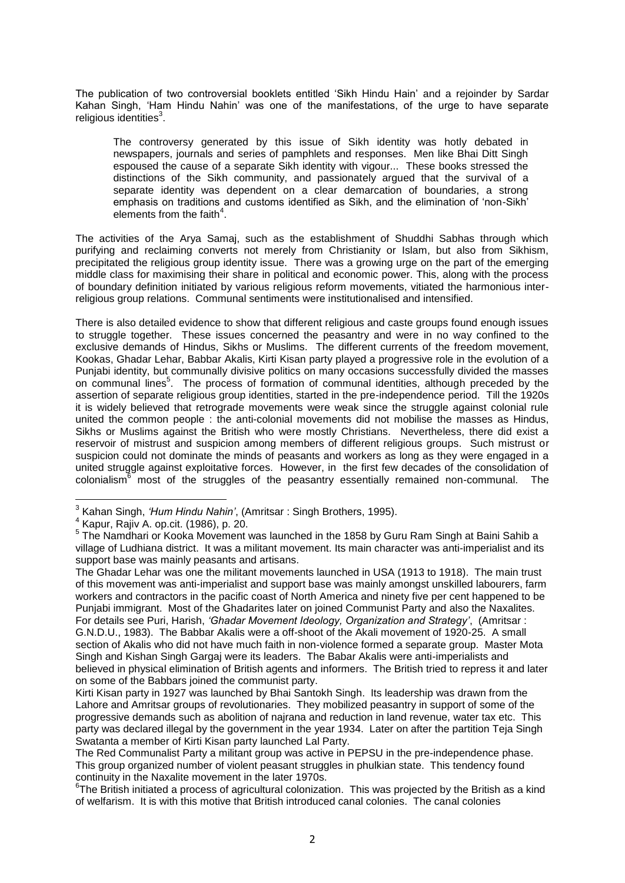The publication of two controversial booklets entitled 'Sikh Hindu Hain' and a rejoinder by Sardar Kahan Singh, 'Ham Hindu Nahin' was one of the manifestations, of the urge to have separate religious identities[3].

> The controversy generated by this issue of Sikh identity was hotly debated in newspapers, journals and series of pamphlets and responses. Men like Bhai Ditt Singh espoused the cause of a separate Sikh identity with vigour... These books stressed the distinctions of the Sikh community, and passionately argued that the survival of a separate identity was dependent on a clear demarcation of boundaries, a strong emphasis on traditions and customs identified as Sikh, and the elimination of 'non-Sikh' elements from the faith[4].

The activities of the Arya Samaj, such as the establishment of Shuddhi Sabhas through which purifying and reclaiming converts not merely from Christianity or Islam, but also from Sikhism, precipitated the religious group identity issue. There was a growing urge on the part of the emerging middle class for maximising their share in political and economic power. This, along with the process of boundary definition initiated by various religious reform movements, vitiated the harmonious inter-religious group relations. Communal sentiments were institutionalised and intensified.

There is also detailed evidence to show that different religious and caste groups found enough issues to struggle together. These issues concerned the peasantry and were in no way confined to the exclusive demands of Hindus, Sikhs or Muslims. The different currents of the freedom movement, Kookas, Ghadar Lehar, Babbar Akalis, Kirti Kisan party played a progressive role in the evolution of a Punjabi identity, but communally divisive politics on many occasions successfully divided the masses on communal lines[5]. The process of formation of communal identities, although preceded by the assertion of separate religious group identities, started in the pre-independence period. Till the 1920s it is widely believed that retrograde movements were weak since the struggle against colonial rule united the common people : the anti-colonial movements did not mobilise the masses as Hindus, Sikhs or Muslims against the British who were mostly Christians. Nevertheless, there did exist a reservoir of mistrust and suspicion among members of different religious groups. Such mistrust or suspicion could not dominate the minds of peasants and workers as long as they were engaged in a united struggle against exploitative forces. However, in the first few decades of the consolidation of colonialism[6] most of the struggles of the peasantry essentially remained non-communal. The

---

[3] Kahan Singh, *'Hum Hindu Nahin'*, (Amritsar : Singh Brothers, 1995).

[4] Kapur, Rajiv A. op.cit. (1986), p. 20.

[5] The Namdhari or Kooka Movement was launched in the 1858 by Guru Ram Singh at Baini Sahib a village of Ludhiana district. It was a militant movement. Its main character was anti-imperialist and its support base was mainly peasants and artisans.

The Ghadar Lehar was one the militant movements launched in USA (1913 to 1918). The main trust of this movement was anti-imperialist and support base was mainly amongst unskilled labourers, farm workers and contractors in the pacific coast of North America and ninety five per cent happened to be Punjabi immigrant. Most of the Ghadarites later on joined Communist Party and also the Naxalites. For details see Puri, Harish, *'Ghadar Movement Ideology, Organization and Strategy'*, (Amritsar : G.N.D.U., 1983). The Babbar Akalis were a off-shoot of the Akali movement of 1920-25. A small section of Akalis who did not have much faith in non-violence formed a separate group. Master Mota Singh and Kishan Singh Gargaj were its leaders. The Babar Akalis were anti-imperialists and believed in physical elimination of British agents and informers. The British tried to repress it and later on some of the Babbars joined the communist party.

Kirti Kisan party in 1927 was launched by Bhai Santokh Singh. Its leadership was drawn from the Lahore and Amritsar groups of revolutionaries. They mobilized peasantry in support of some of the progressive demands such as abolition of najrana and reduction in land revenue, water tax etc. This party was declared illegal by the government in the year 1934. Later on after the partition Teja Singh Swatanta a member of Kirti Kisan party launched Lal Party.

The Red Communalist Party a militant group was active in PEPSU in the pre-independence phase. This group organized number of violent peasant struggles in phulkian state. This tendency found continuity in the Naxalite movement in the later 1970s.

[6] The British initiated a process of agricultural colonization. This was projected by the British as a kind of welfarism. It is with this motive that British introduced canal colonies. The canal colonies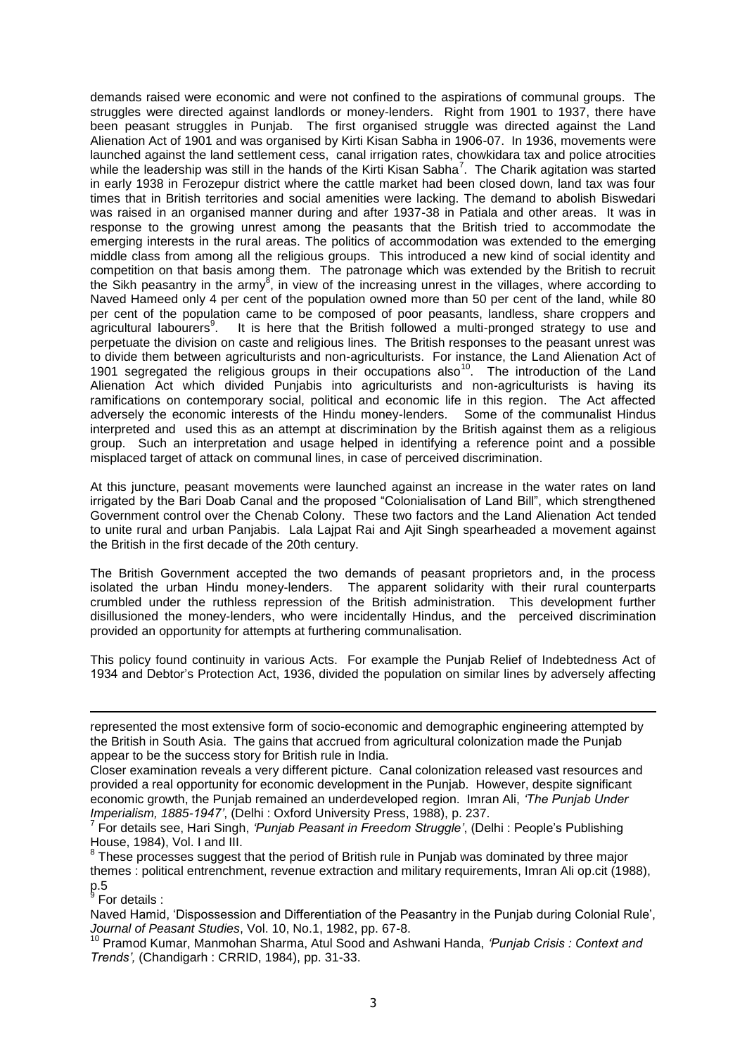demands raised were economic and were not confined to the aspirations of communal groups. The struggles were directed against landlords or money-lenders. Right from 1901 to 1937, there have been peasant struggles in Punjab. The first organised struggle was directed against the Land Alienation Act of 1901 and was organised by Kirti Kisan Sabha in 1906-07. In 1936, movements were launched against the land settlement cess, canal irrigation rates, chowkidara tax and police atrocities while the leadership was still in the hands of the Kirti Kisan Sabha[7]. The Charik agitation was started in early 1938 in Ferozepur district where the cattle market had been closed down, land tax was four times that in British territories and social amenities were lacking. The demand to abolish Biswedari was raised in an organised manner during and after 1937-38 in Patiala and other areas. It was in response to the growing unrest among the peasants that the British tried to accommodate the emerging interests in the rural areas. The politics of accommodation was extended to the emerging middle class from among all the religious groups. This introduced a new kind of social identity and competition on that basis among them. The patronage which was extended by the British to recruit the Sikh peasantry in the army[8], in view of the increasing unrest in the villages, where according to Naved Hameed only 4 per cent of the population owned more than 50 per cent of the land, while 80 per cent of the population came to be composed of poor peasants, landless, share croppers and agricultural labourers[9]. It is here that the British followed a multi-pronged strategy to use and perpetuate the division on caste and religious lines. The British responses to the peasant unrest was to divide them between agriculturists and non-agriculturists. For instance, the Land Alienation Act of 1901 segregated the religious groups in their occupations also[10]. The introduction of the Land Alienation Act which divided Punjabis into agriculturists and non-agriculturists is having its ramifications on contemporary social, political and economic life in this region. The Act affected adversely the economic interests of the Hindu money-lenders. Some of the communalist Hindus interpreted and used this as an attempt at discrimination by the British against them as a religious group. Such an interpretation and usage helped in identifying a reference point and a possible misplaced target of attack on communal lines, in case of perceived discrimination.

At this juncture, peasant movements were launched against an increase in the water rates on land irrigated by the Bari Doab Canal and the proposed "Colonialisation of Land Bill", which strengthened Government control over the Chenab Colony. These two factors and the Land Alienation Act tended to unite rural and urban Panjabis. Lala Lajpat Rai and Ajit Singh spearheaded a movement against the British in the first decade of the 20th century.

The British Government accepted the two demands of peasant proprietors and, in the process isolated the urban Hindu money-lenders. The apparent solidarity with their rural counterparts crumbled under the ruthless repression of the British administration. This development further disillusioned the money-lenders, who were incidentally Hindus, and the perceived discrimination provided an opportunity for attempts at furthering communalisation.

This policy found continuity in various Acts. For example the Punjab Relief of Indebtedness Act of 1934 and Debtor's Protection Act, 1936, divided the population on similar lines by adversely affecting

---

represented the most extensive form of socio-economic and demographic engineering attempted by the British in South Asia. The gains that accrued from agricultural colonization made the Punjab appear to be the success story for British rule in India.

Closer examination reveals a very different picture. Canal colonization released vast resources and provided a real opportunity for economic development in the Punjab. However, despite significant economic growth, the Punjab remained an underdeveloped region. Imran Ali, *'The Punjab Under Imperialism, 1885-1947'*, (Delhi : Oxford University Press, 1988), p. 237.

[7] For details see, Hari Singh, *'Punjab Peasant in Freedom Struggle'*, (Delhi : People's Publishing House, 1984), Vol. I and III.

[8] These processes suggest that the period of British rule in Punjab was dominated by three major themes : political entrenchment, revenue extraction and military requirements, Imran Ali op.cit (1988), p.5

[9] For details :

Naved Hamid, 'Dispossession and Differentiation of the Peasantry in the Punjab during Colonial Rule', *Journal of Peasant Studies*, Vol. 10, No.1, 1982, pp. 67-8.

[10] Pramod Kumar, Manmohan Sharma, Atul Sood and Ashwani Handa, *'Punjab Crisis : Context and Trends',* (Chandigarh : CRRID, 1984), pp. 31-33.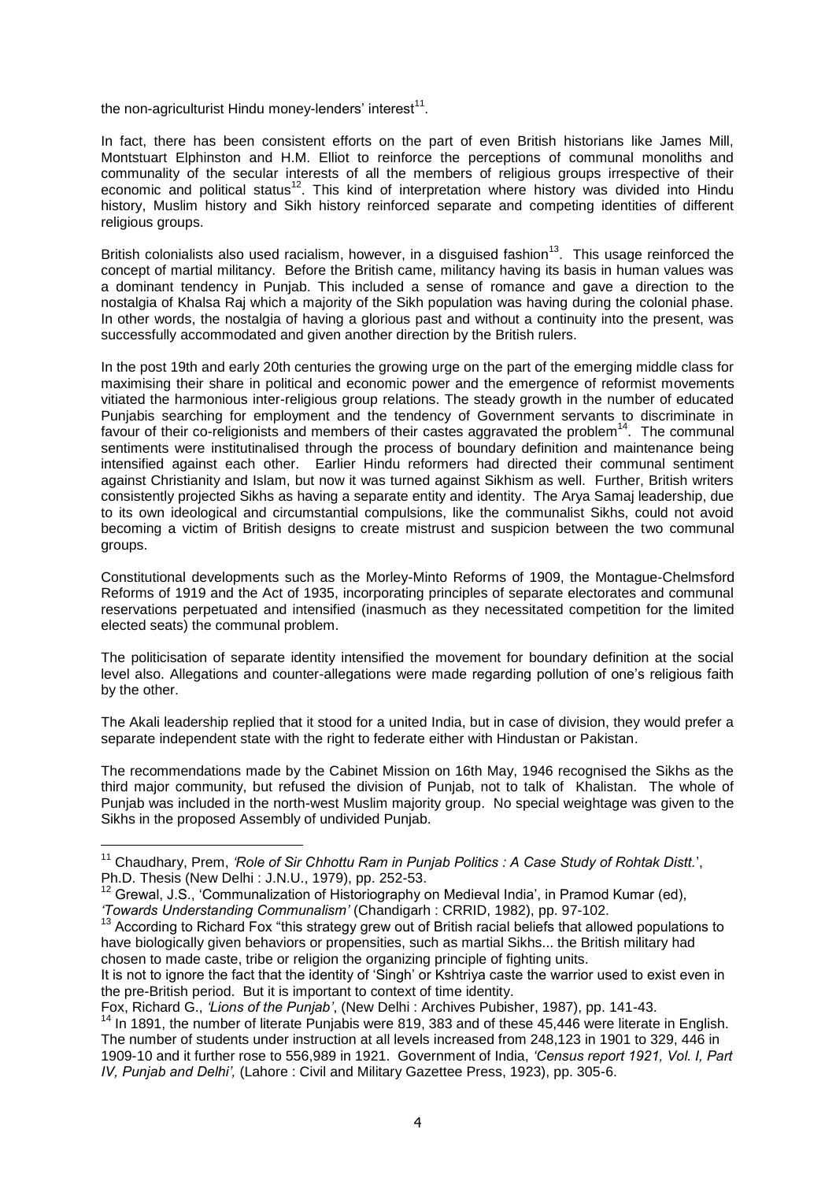the non-agriculturist Hindu money-lenders' interest[11].

In fact, there has been consistent efforts on the part of even British historians like James Mill, Montstuart Elphinston and H.M. Elliot to reinforce the perceptions of communal monoliths and communality of the secular interests of all the members of religious groups irrespective of their economic and political status[12]. This kind of interpretation where history was divided into Hindu history, Muslim history and Sikh history reinforced separate and competing identities of different religious groups.

British colonialists also used racialism, however, in a disguised fashion[13]. This usage reinforced the concept of martial militancy. Before the British came, militancy having its basis in human values was a dominant tendency in Punjab. This included a sense of romance and gave a direction to the nostalgia of Khalsa Raj which a majority of the Sikh population was having during the colonial phase. In other words, the nostalgia of having a glorious past and without a continuity into the present, was successfully accommodated and given another direction by the British rulers.

In the post 19th and early 20th centuries the growing urge on the part of the emerging middle class for maximising their share in political and economic power and the emergence of reformist movements vitiated the harmonious inter-religious group relations. The steady growth in the number of educated Punjabis searching for employment and the tendency of Government servants to discriminate in favour of their co-religionists and members of their castes aggravated the problem[14]. The communal sentiments were institutinalised through the process of boundary definition and maintenance being intensified against each other. Earlier Hindu reformers had directed their communal sentiment against Christianity and Islam, but now it was turned against Sikhism as well. Further, British writers consistently projected Sikhs as having a separate entity and identity. The Arya Samaj leadership, due to its own ideological and circumstantial compulsions, like the communalist Sikhs, could not avoid becoming a victim of British designs to create mistrust and suspicion between the two communal groups.

Constitutional developments such as the Morley-Minto Reforms of 1909, the Montague-Chelmsford Reforms of 1919 and the Act of 1935, incorporating principles of separate electorates and communal reservations perpetuated and intensified (inasmuch as they necessitated competition for the limited elected seats) the communal problem.

The politicisation of separate identity intensified the movement for boundary definition at the social level also. Allegations and counter-allegations were made regarding pollution of one's religious faith by the other.

The Akali leadership replied that it stood for a united India, but in case of division, they would prefer a separate independent state with the right to federate either with Hindustan or Pakistan.

The recommendations made by the Cabinet Mission on 16th May, 1946 recognised the Sikhs as the third major community, but refused the division of Punjab, not to talk of Khalistan. The whole of Punjab was included in the north-west Muslim majority group. No special weightage was given to the Sikhs in the proposed Assembly of undivided Punjab.

---

[11] Chaudhary, Prem, *'Role of Sir Chhottu Ram in Punjab Politics : A Case Study of Rohtak Distt.*', Ph.D. Thesis (New Delhi : J.N.U., 1979), pp. 252-53.

[12] Grewal, J.S., 'Communalization of Historiography on Medieval India', in Pramod Kumar (ed), *'Towards Understanding Communalism'* (Chandigarh : CRRID, 1982), pp. 97-102.

[13] According to Richard Fox "this strategy grew out of British racial beliefs that allowed populations to have biologically given behaviors or propensities, such as martial Sikhs... the British military had chosen to made caste, tribe or religion the organizing principle of fighting units.

It is not to ignore the fact that the identity of 'Singh' or Kshtriya caste the warrior used to exist even in the pre-British period. But it is important to context of time identity.

Fox, Richard G., *'Lions of the Punjab'*, (New Delhi : Archives Pubisher, 1987), pp. 141-43.

[14] In 1891, the number of literate Punjabis were 819, 383 and of these 45,446 were literate in English. The number of students under instruction at all levels increased from 248,123 in 1901 to 329, 446 in 1909-10 and it further rose to 556,989 in 1921. Government of India, *'Census report 1921, Vol. I, Part IV, Punjab and Delhi',* (Lahore : Civil and Military Gazettee Press, 1923), pp. 305-6.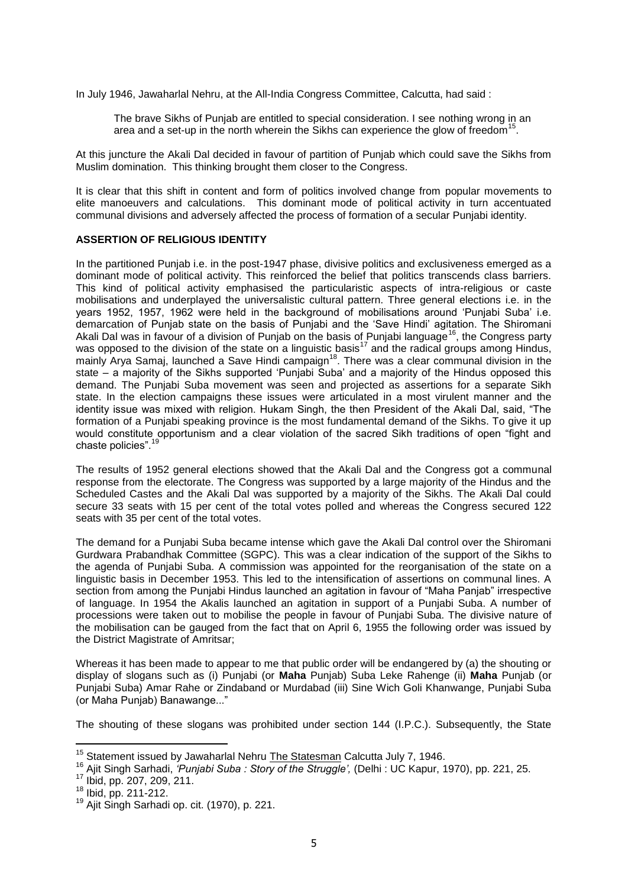In July 1946, Jawaharlal Nehru, at the All-India Congress Committee, Calcutta, had said :

> The brave Sikhs of Punjab are entitled to special consideration. I see nothing wrong in an area and a set-up in the north wherein the Sikhs can experience the glow of freedom[15].

At this juncture the Akali Dal decided in favour of partition of Punjab which could save the Sikhs from Muslim domination. This thinking brought them closer to the Congress.

It is clear that this shift in content and form of politics involved change from popular movements to elite manoeuvers and calculations. This dominant mode of political activity in turn accentuated communal divisions and adversely affected the process of formation of a secular Punjabi identity.

**ASSERTION OF RELIGIOUS IDENTITY**

In the partitioned Punjab i.e. in the post-1947 phase, divisive politics and exclusiveness emerged as a dominant mode of political activity. This reinforced the belief that politics transcends class barriers. This kind of political activity emphasised the particularistic aspects of intra-religious or caste mobilisations and underplayed the universalistic cultural pattern. Three general elections i.e. in the years 1952, 1957, 1962 were held in the background of mobilisations around 'Punjabi Suba' i.e. demarcation of Punjab state on the basis of Punjabi and the 'Save Hindi' agitation. The Shiromani Akali Dal was in favour of a division of Punjab on the basis of Punjabi language[16], the Congress party was opposed to the division of the state on a linguistic basis[17] and the radical groups among Hindus, mainly Arya Samaj, launched a Save Hindi campaign[18]. There was a clear communal division in the state – a majority of the Sikhs supported 'Punjabi Suba' and a majority of the Hindus opposed this demand. The Punjabi Suba movement was seen and projected as assertions for a separate Sikh state. In the election campaigns these issues were articulated in a most virulent manner and the identity issue was mixed with religion. Hukam Singh, the then President of the Akali Dal, said, "The formation of a Punjabi speaking province is the most fundamental demand of the Sikhs. To give it up would constitute opportunism and a clear violation of the sacred Sikh traditions of open "fight and chaste policies".[19]

The results of 1952 general elections showed that the Akali Dal and the Congress got a communal response from the electorate. The Congress was supported by a large majority of the Hindus and the Scheduled Castes and the Akali Dal was supported by a majority of the Sikhs. The Akali Dal could secure 33 seats with 15 per cent of the total votes polled and whereas the Congress secured 122 seats with 35 per cent of the total votes.

The demand for a Punjabi Suba became intense which gave the Akali Dal control over the Shiromani Gurdwara Prabandhak Committee (SGPC). This was a clear indication of the support of the Sikhs to the agenda of Punjabi Suba. A commission was appointed for the reorganisation of the state on a linguistic basis in December 1953. This led to the intensification of assertions on communal lines. A section from among the Punjabi Hindus launched an agitation in favour of "Maha Panjab" irrespective of language. In 1954 the Akalis launched an agitation in support of a Punjabi Suba. A number of processions were taken out to mobilise the people in favour of Punjabi Suba. The divisive nature of the mobilisation can be gauged from the fact that on April 6, 1955 the following order was issued by the District Magistrate of Amritsar;

Whereas it has been made to appear to me that public order will be endangered by (a) the shouting or display of slogans such as (i) Punjabi (or **Maha** Punjab) Suba Leke Rahenge (ii) **Maha** Punjab (or Punjabi Suba) Amar Rahe or Zindaband or Murdabad (iii) Sine Wich Goli Khanwange, Punjabi Suba (or Maha Punjab) Banawange..."

The shouting of these slogans was prohibited under section 144 (I.P.C.). Subsequently, the State

---

[15] Statement issued by Jawaharlal Nehru The Statesman Calcutta July 7, 1946.

[16] Ajit Singh Sarhadi, *'Punjabi Suba : Story of the Struggle',* (Delhi : UC Kapur, 1970), pp. 221, 25.

[17] Ibid, pp. 207, 209, 211.

[18] Ibid, pp. 211-212.

[19] Ajit Singh Sarhadi op. cit. (1970), p. 221.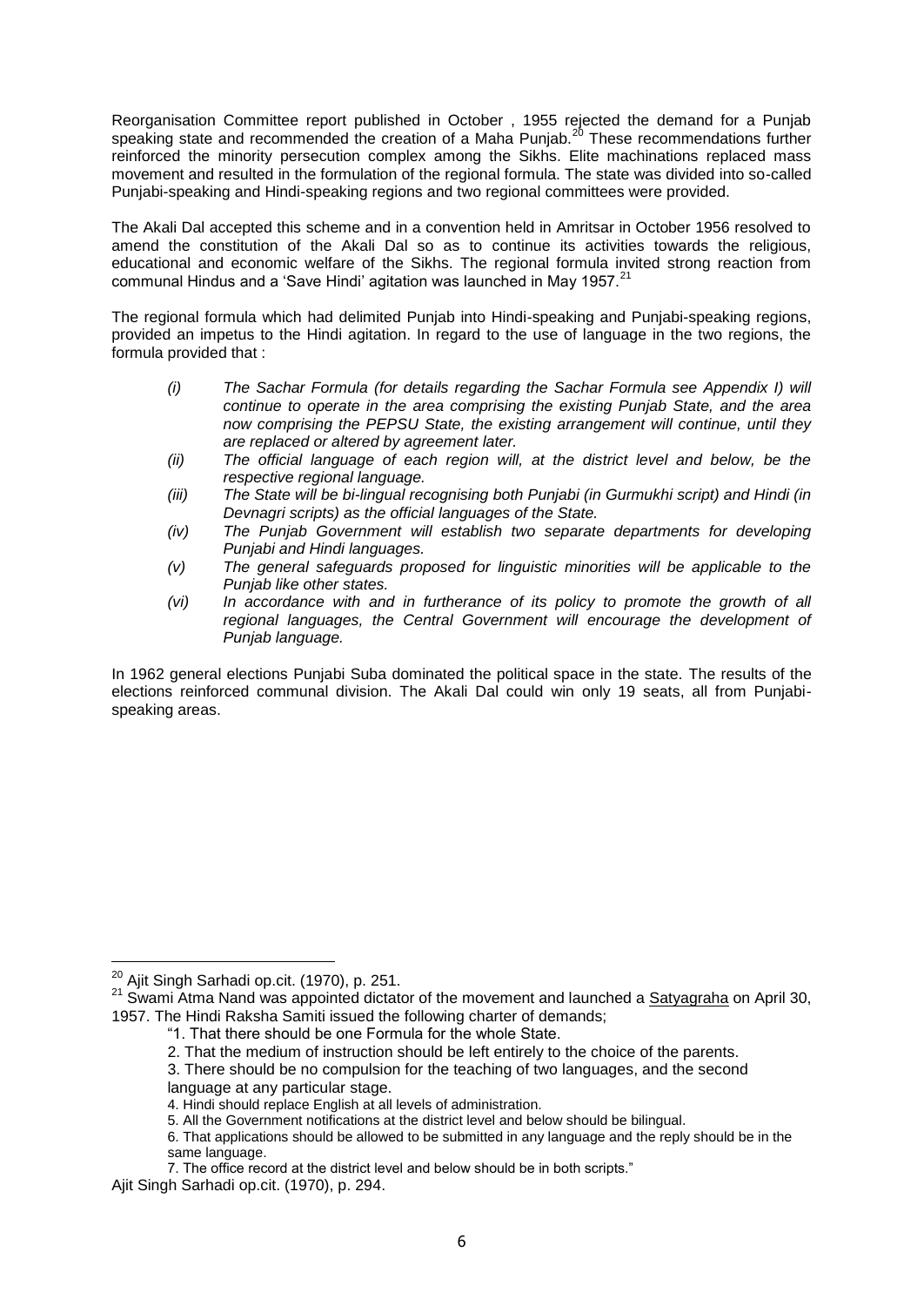Reorganisation Committee report published in October , 1955 rejected the demand for a Punjab speaking state and recommended the creation of a Maha Punjab.[20] These recommendations further reinforced the minority persecution complex among the Sikhs. Elite machinations replaced mass movement and resulted in the formulation of the regional formula. The state was divided into so-called Punjabi-speaking and Hindi-speaking regions and two regional committees were provided.

The Akali Dal accepted this scheme and in a convention held in Amritsar in October 1956 resolved to amend the constitution of the Akali Dal so as to continue its activities towards the religious, educational and economic welfare of the Sikhs. The regional formula invited strong reaction from communal Hindus and a 'Save Hindi' agitation was launched in May 1957.[21]

The regional formula which had delimited Punjab into Hindi-speaking and Punjabi-speaking regions, provided an impetus to the Hindi agitation. In regard to the use of language in the two regions, the formula provided that :

- *(i) The Sachar Formula (for details regarding the Sachar Formula see Appendix I) will continue to operate in the area comprising the existing Punjab State, and the area now comprising the PEPSU State, the existing arrangement will continue, until they are replaced or altered by agreement later.*
- *(ii) The official language of each region will, at the district level and below, be the respective regional language.*
- *(iii) The State will be bi-lingual recognising both Punjabi (in Gurmukhi script) and Hindi (in Devnagri scripts) as the official languages of the State.*
- *(iv) The Punjab Government will establish two separate departments for developing Punjabi and Hindi languages.*
- *(v) The general safeguards proposed for linguistic minorities will be applicable to the Punjab like other states.*
- *(vi) In accordance with and in furtherance of its policy to promote the growth of all regional languages, the Central Government will encourage the development of Punjab language.*

In 1962 general elections Punjabi Suba dominated the political space in the state. The results of the elections reinforced communal division. The Akali Dal could win only 19 seats, all from Punjabi-speaking areas.

---

[20] Ajit Singh Sarhadi op.cit. (1970), p. 251.

[21] Swami Atma Nand was appointed dictator of the movement and launched a Satyagraha on April 30, 1957. The Hindi Raksha Samiti issued the following charter of demands;

"1. That there should be one Formula for the whole State.

2. That the medium of instruction should be left entirely to the choice of the parents.

3. There should be no compulsion for the teaching of two languages, and the second language at any particular stage.

4. Hindi should replace English at all levels of administration.

5. All the Government notifications at the district level and below should be bilingual.

6. That applications should be allowed to be submitted in any language and the reply should be in the same language.

7. The office record at the district level and below should be in both scripts."

Ajit Singh Sarhadi op.cit. (1970), p. 294.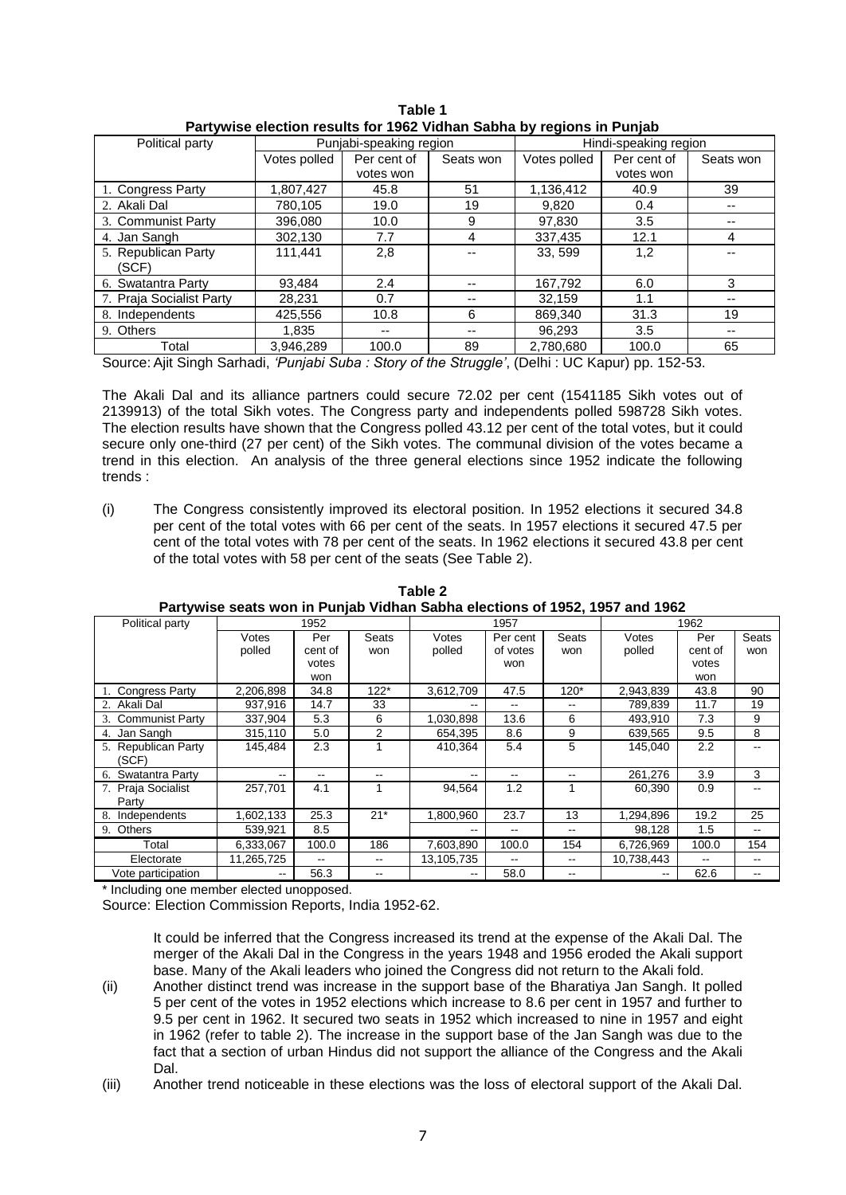**Table 1**
**Partywise election results for 1962 Vidhan Sabha by regions in Punjab**

| Political party | Punjabi-speaking region | | | Hindi-speaking region | | |
|---|---|---|---|---|---|---|
| | Votes polled | Per cent of votes won | Seats won | Votes polled | Per cent of votes won | Seats won |
| 1. Congress Party | 1,807,427 | 45.8 | 51 | 1,136,412 | 40.9 | 39 |
| 2. Akali Dal | 780,105 | 19.0 | 19 | 9,820 | 0.4 | -- |
| 3. Communist Party | 396,080 | 10.0 | 9 | 97,830 | 3.5 | -- |
| 4. Jan Sangh | 302,130 | 7.7 | 4 | 337,435 | 12.1 | 4 |
| 5. Republican Party (SCF) | 111,441 | 2,8 | -- | 33, 599 | 1,2 | -- |
| 6. Swatantra Party | 93,484 | 2.4 | -- | 167,792 | 6.0 | 3 |
| 7. Praja Socialist Party | 28,231 | 0.7 | -- | 32,159 | 1.1 | -- |
| 8. Independents | 425,556 | 10.8 | 6 | 869,340 | 31.3 | 19 |
| 9. Others | 1,835 | -- | -- | 96,293 | 3.5 | -- |
| Total | 3,946,289 | 100.0 | 89 | 2,780,680 | 100.0 | 65 |

Source: Ajit Singh Sarhadi, *'Punjabi Suba : Story of the Struggle'*, (Delhi : UC Kapur) pp. 152-53.

The Akali Dal and its alliance partners could secure 72.02 per cent (1541185 Sikh votes out of 2139913) of the total Sikh votes. The Congress party and independents polled 598728 Sikh votes. The election results have shown that the Congress polled 43.12 per cent of the total votes, but it could secure only one-third (27 per cent) of the Sikh votes. The communal division of the votes became a trend in this election. An analysis of the three general elections since 1952 indicate the following trends :

(i) The Congress consistently improved its electoral position. In 1952 elections it secured 34.8 per cent of the total votes with 66 per cent of the seats. In 1957 elections it secured 47.5 per cent of the total votes with 78 per cent of the seats. In 1962 elections it secured 43.8 per cent of the total votes with 58 per cent of the seats (See Table 2).

**Table 2**
**Partywise seats won in Punjab Vidhan Sabha elections of 1952, 1957 and 1962**

| Political party | 1952 | | | 1957 | | | 1962 | | |
|---|---|---|---|---|---|---|---|---|---|
| | Votes polled | Per cent of votes won | Seats won | Votes polled | Per cent of votes won | Seats won | Votes polled | Per cent of votes won | Seats won |
| 1. Congress Party | 2,206,898 | 34.8 | 122* | 3,612,709 | 47.5 | 120* | 2,943,839 | 43.8 | 90 |
| 2. Akali Dal | 937,916 | 14.7 | 33 | -- | -- | -- | 789,839 | 11.7 | 19 |
| 3. Communist Party | 337,904 | 5.3 | 6 | 1,030,898 | 13.6 | 6 | 493,910 | 7.3 | 9 |
| 4. Jan Sangh | 315,110 | 5.0 | 2 | 654,395 | 8.6 | 9 | 639,565 | 9.5 | 8 |
| 5. Republican Party (SCF) | 145,484 | 2.3 | 1 | 410,364 | 5.4 | 5 | 145,040 | 2.2 | -- |
| 6. Swatantra Party | -- | -- | -- | -- | -- | -- | 261,276 | 3.9 | 3 |
| 7. Praja Socialist Party | 257,701 | 4.1 | 1 | 94,564 | 1.2 | 1 | 60,390 | 0.9 | -- |
| 8. Independents | 1,602,133 | 25.3 | 21* | 1,800,960 | 23.7 | 13 | 1,294,896 | 19.2 | 25 |
| 9. Others | 539,921 | 8.5 | | -- | -- | -- | 98,128 | 1.5 | -- |
| Total | 6,333,067 | 100.0 | 186 | 7,603,890 | 100.0 | 154 | 6,726,969 | 100.0 | 154 |
| Electorate | 11,265,725 | -- | -- | 13,105,735 | -- | -- | 10,738,443 | -- | -- |
| Vote participation | -- | 56.3 | -- | -- | 58.0 | -- | -- | 62.6 | -- |

\* Including one member elected unopposed.

Source: Election Commission Reports, India 1952-62.

It could be inferred that the Congress increased its trend at the expense of the Akali Dal. The merger of the Akali Dal in the Congress in the years 1948 and 1956 eroded the Akali support base. Many of the Akali leaders who joined the Congress did not return to the Akali fold.

(ii) Another distinct trend was increase in the support base of the Bharatiya Jan Sangh. It polled 5 per cent of the votes in 1952 elections which increase to 8.6 per cent in 1957 and further to 9.5 per cent in 1962. It secured two seats in 1952 which increased to nine in 1957 and eight in 1962 (refer to table 2). The increase in the support base of the Jan Sangh was due to the fact that a section of urban Hindus did not support the alliance of the Congress and the Akali Dal.

(iii) Another trend noticeable in these elections was the loss of electoral support of the Akali Dal.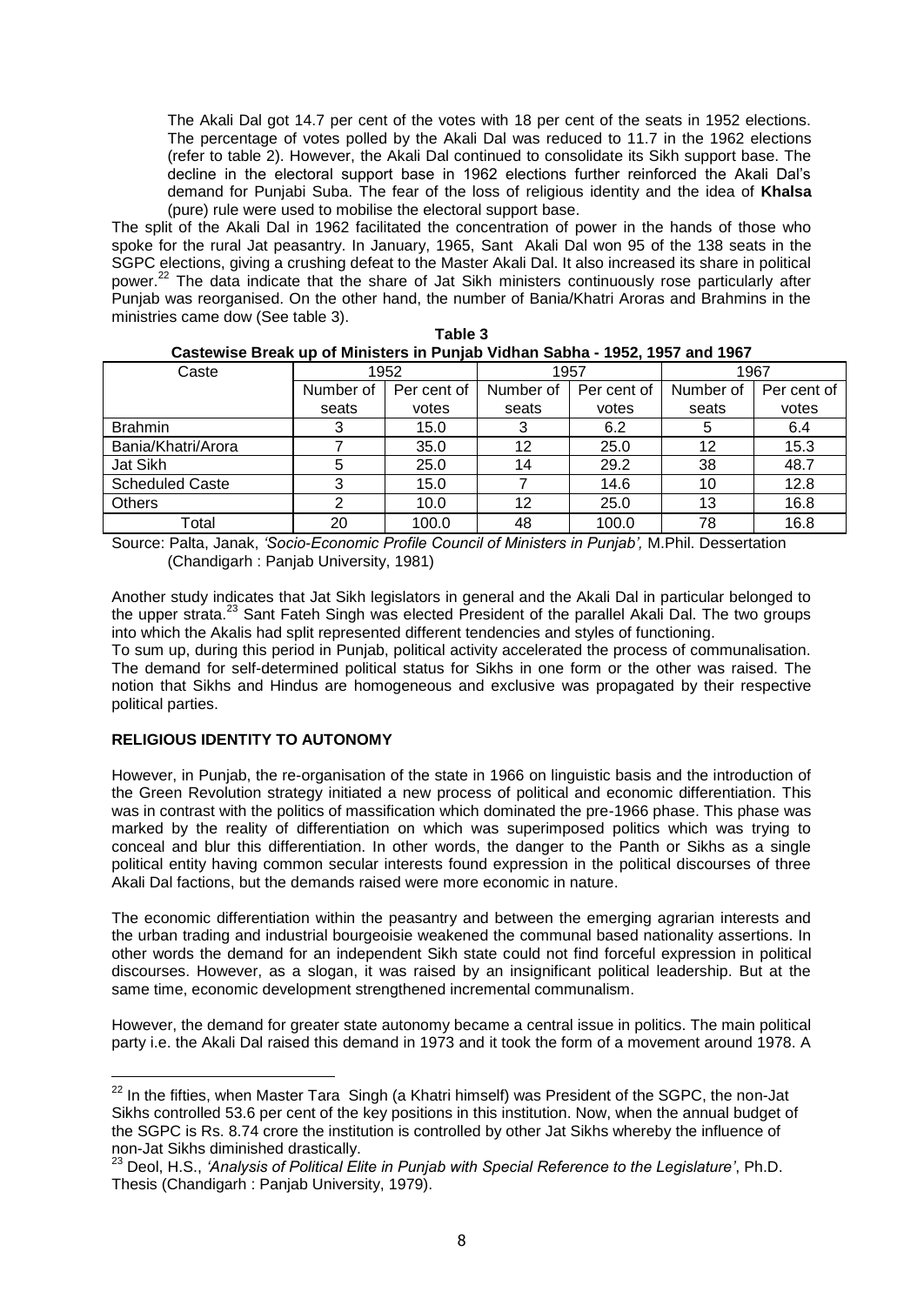The Akali Dal got 14.7 per cent of the votes with 18 per cent of the seats in 1952 elections. The percentage of votes polled by the Akali Dal was reduced to 11.7 in the 1962 elections (refer to table 2). However, the Akali Dal continued to consolidate its Sikh support base. The decline in the electoral support base in 1962 elections further reinforced the Akali Dal's demand for Punjabi Suba. The fear of the loss of religious identity and the idea of **Khalsa** (pure) rule were used to mobilise the electoral support base.

The split of the Akali Dal in 1962 facilitated the concentration of power in the hands of those who spoke for the rural Jat peasantry. In January, 1965, Sant Akali Dal won 95 of the 138 seats in the SGPC elections, giving a crushing defeat to the Master Akali Dal. It also increased its share in political power.[22] The data indicate that the share of Jat Sikh ministers continuously rose particularly after Punjab was reorganised. On the other hand, the number of Bania/Khatri Aroras and Brahmins in the ministries came dow (See table 3).

**Table 3**
**Castewise Break up of Ministers in Punjab Vidhan Sabha - 1952, 1957 and 1967**

| Caste | 1952 | | 1957 | | 1967 | |
|---|---|---|---|---|---|---|
| | Number of seats | Per cent of votes | Number of seats | Per cent of votes | Number of seats | Per cent of votes |
| Brahmin | 3 | 15.0 | 3 | 6.2 | 5 | 6.4 |
| Bania/Khatri/Arora | 7 | 35.0 | 12 | 25.0 | 12 | 15.3 |
| Jat Sikh | 5 | 25.0 | 14 | 29.2 | 38 | 48.7 |
| Scheduled Caste | 3 | 15.0 | 7 | 14.6 | 10 | 12.8 |
| Others | 2 | 10.0 | 12 | 25.0 | 13 | 16.8 |
| Total | 20 | 100.0 | 48 | 100.0 | 78 | 16.8 |

Source: Palta, Janak, *'Socio-Economic Profile Council of Ministers in Punjab',* M.Phil. Dissertation (Chandigarh : Panjab University, 1981)

Another study indicates that Jat Sikh legislators in general and the Akali Dal in particular belonged to the upper strata.[23] Sant Fateh Singh was elected President of the parallel Akali Dal. The two groups into which the Akalis had split represented different tendencies and styles of functioning.

To sum up, during this period in Punjab, political activity accelerated the process of communalisation. The demand for self-determined political status for Sikhs in one form or the other was raised. The notion that Sikhs and Hindus are homogeneous and exclusive was propagated by their respective political parties.

## RELIGIOUS IDENTITY TO AUTONOMY

However, in Punjab, the re-organisation of the state in 1966 on linguistic basis and the introduction of the Green Revolution strategy initiated a new process of political and economic differentiation. This was in contrast with the politics of massification which dominated the pre-1966 phase. This phase was marked by the reality of differentiation on which was superimposed politics which was trying to conceal and blur this differentiation. In other words, the danger to the Panth or Sikhs as a single political entity having common secular interests found expression in the political discourses of three Akali Dal factions, but the demands raised were more economic in nature.

The economic differentiation within the peasantry and between the emerging agrarian interests and the urban trading and industrial bourgeoisie weakened the communal based nationality assertions. In other words the demand for an independent Sikh state could not find forceful expression in political discourses. However, as a slogan, it was raised by an insignificant political leadership. But at the same time, economic development strengthened incremental communalism.

However, the demand for greater state autonomy became a central issue in politics. The main political party i.e. the Akali Dal raised this demand in 1973 and it took the form of a movement around 1978. A

[22] In the fifties, when Master Tara Singh (a Khatri himself) was President of the SGPC, the non-Jat Sikhs controlled 53.6 per cent of the key positions in this institution. Now, when the annual budget of the SGPC is Rs. 8.74 crore the institution is controlled by other Jat Sikhs whereby the influence of non-Jat Sikhs diminished drastically.

[23] Deol, H.S., *'Analysis of Political Elite in Punjab with Special Reference to the Legislature'*, Ph.D. Thesis (Chandigarh : Panjab University, 1979).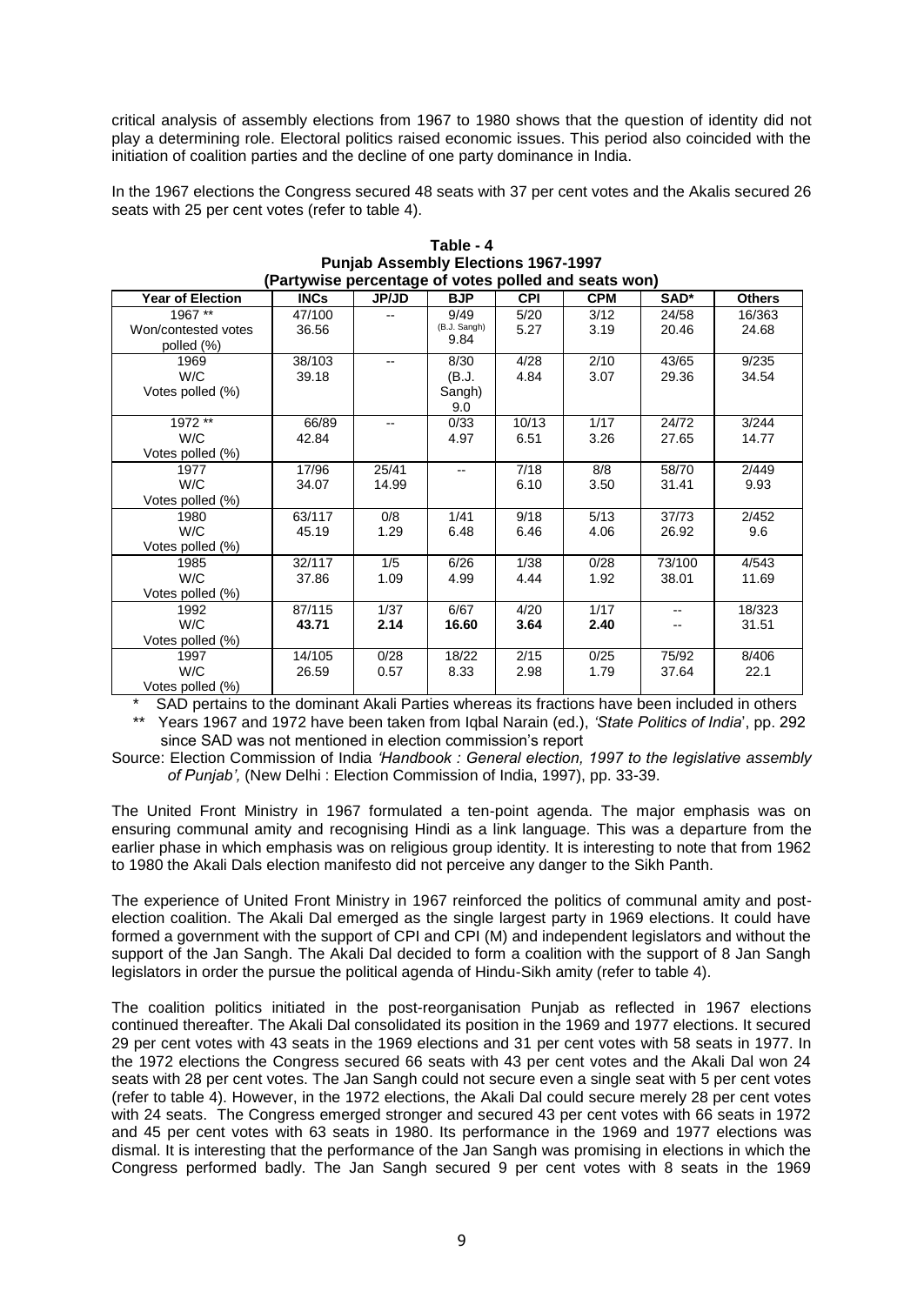critical analysis of assembly elections from 1967 to 1980 shows that the question of identity did not play a determining role. Electoral politics raised economic issues. This period also coincided with the initiation of coalition parties and the decline of one party dominance in India.

In the 1967 elections the Congress secured 48 seats with 37 per cent votes and the Akalis secured 26 seats with 25 per cent votes (refer to table 4).

**Table - 4**
**Punjab Assembly Elections 1967-1997**
**(Partywise percentage of votes polled and seats won)**

| Year of Election | INCs | JP/JD | BJP | CPI | CPM | SAD* | Others |
|---|---|---|---|---|---|---|---|
| 1967 ** Won/contested votes polled (%) | 47/100 36.56 | -- | 9/49 (B.J. Sangh) 9.84 | 5/20 5.27 | 3/12 3.19 | 24/58 20.46 | 16/363 24.68 |
| 1969 W/C Votes polled (%) | 38/103 39.18 | -- | 8/30 (B.J. Sangh) 9.0 | 4/28 4.84 | 2/10 3.07 | 43/65 29.36 | 9/235 34.54 |
| 1972 ** W/C Votes polled (%) | 66/89 42.84 | -- | 0/33 4.97 | 10/13 6.51 | 1/17 3.26 | 24/72 27.65 | 3/244 14.77 |
| 1977 W/C Votes polled (%) | 17/96 34.07 | 25/41 14.99 | -- | 7/18 6.10 | 8/8 3.50 | 58/70 31.41 | 2/449 9.93 |
| 1980 W/C Votes polled (%) | 63/117 45.19 | 0/8 1.29 | 1/41 6.48 | 9/18 6.46 | 5/13 4.06 | 37/73 26.92 | 2/452 9.6 |
| 1985 W/C Votes polled (%) | 32/117 37.86 | 1/5 1.09 | 6/26 4.99 | 1/38 4.44 | 0/28 1.92 | 73/100 38.01 | 4/543 11.69 |
| 1992 W/C Votes polled (%) | 87/115 **43.71** | 1/37 **2.14** | 6/67 **16.60** | 4/20 **3.64** | 1/17 **2.40** | -- -- | 18/323 31.51 |
| 1997 W/C Votes polled (%) | 14/105 26.59 | 0/28 0.57 | 18/22 8.33 | 2/15 2.98 | 0/25 1.79 | 75/92 37.64 | 8/406 22.1 |

\* SAD pertains to the dominant Akali Parties whereas its fractions have been included in others

** Years 1967 and 1972 have been taken from Iqbal Narain (ed.), *'State Politics of India'*, pp. 292 since SAD was not mentioned in election commission's report

Source: Election Commission of India *'Handbook : General election, 1997 to the legislative assembly of Punjab',* (New Delhi : Election Commission of India, 1997), pp. 33-39.

The United Front Ministry in 1967 formulated a ten-point agenda. The major emphasis was on ensuring communal amity and recognising Hindi as a link language. This was a departure from the earlier phase in which emphasis was on religious group identity. It is interesting to note that from 1962 to 1980 the Akali Dals election manifesto did not perceive any danger to the Sikh Panth.

The experience of United Front Ministry in 1967 reinforced the politics of communal amity and post-election coalition. The Akali Dal emerged as the single largest party in 1969 elections. It could have formed a government with the support of CPI and CPI (M) and independent legislators and without the support of the Jan Sangh. The Akali Dal decided to form a coalition with the support of 8 Jan Sangh legislators in order the pursue the political agenda of Hindu-Sikh amity (refer to table 4).

The coalition politics initiated in the post-reorganisation Punjab as reflected in 1967 elections continued thereafter. The Akali Dal consolidated its position in the 1969 and 1977 elections. It secured 29 per cent votes with 43 seats in the 1969 elections and 31 per cent votes with 58 seats in 1977. In the 1972 elections the Congress secured 66 seats with 43 per cent votes and the Akali Dal won 24 seats with 28 per cent votes. The Jan Sangh could not secure even a single seat with 5 per cent votes (refer to table 4). However, in the 1972 elections, the Akali Dal could secure merely 28 per cent votes with 24 seats. The Congress emerged stronger and secured 43 per cent votes with 66 seats in 1972 and 45 per cent votes with 63 seats in 1980. Its performance in the 1969 and 1977 elections was dismal. It is interesting that the performance of the Jan Sangh was promising in elections in which the Congress performed badly. The Jan Sangh secured 9 per cent votes with 8 seats in the 1969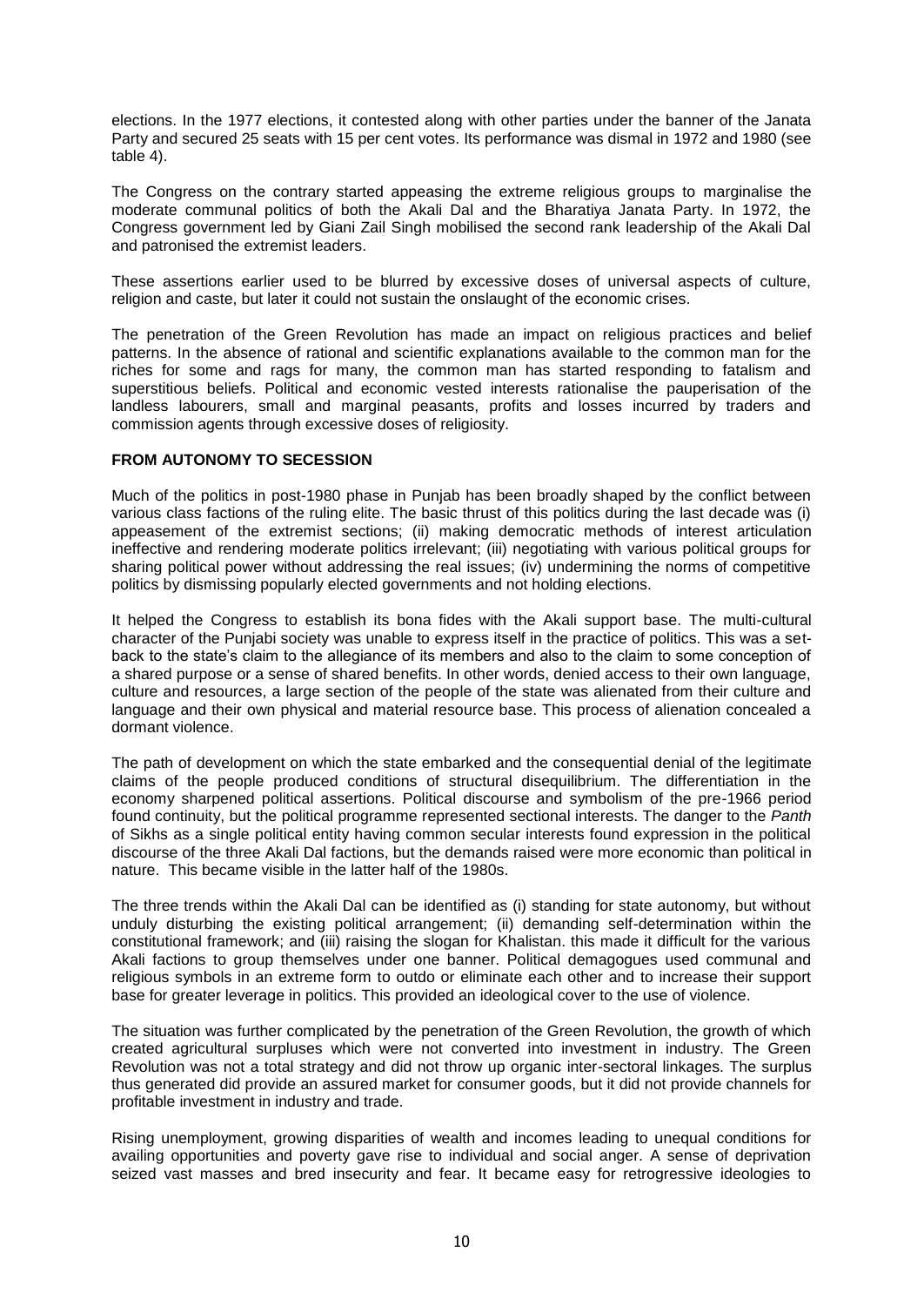elections. In the 1977 elections, it contested along with other parties under the banner of the Janata Party and secured 25 seats with 15 per cent votes. Its performance was dismal in 1972 and 1980 (see table 4).

The Congress on the contrary started appeasing the extreme religious groups to marginalise the moderate communal politics of both the Akali Dal and the Bharatiya Janata Party. In 1972, the Congress government led by Giani Zail Singh mobilised the second rank leadership of the Akali Dal and patronised the extremist leaders.

These assertions earlier used to be blurred by excessive doses of universal aspects of culture, religion and caste, but later it could not sustain the onslaught of the economic crises.

The penetration of the Green Revolution has made an impact on religious practices and belief patterns. In the absence of rational and scientific explanations available to the common man for the riches for some and rags for many, the common man has started responding to fatalism and superstitious beliefs. Political and economic vested interests rationalise the pauperisation of the landless labourers, small and marginal peasants, profits and losses incurred by traders and commission agents through excessive doses of religiosity.

## FROM AUTONOMY TO SECESSION

Much of the politics in post-1980 phase in Punjab has been broadly shaped by the conflict between various class factions of the ruling elite. The basic thrust of this politics during the last decade was (i) appeasement of the extremist sections; (ii) making democratic methods of interest articulation ineffective and rendering moderate politics irrelevant; (iii) negotiating with various political groups for sharing political power without addressing the real issues; (iv) undermining the norms of competitive politics by dismissing popularly elected governments and not holding elections.

It helped the Congress to establish its bona fides with the Akali support base. The multi-cultural character of the Punjabi society was unable to express itself in the practice of politics. This was a set-back to the state's claim to the allegiance of its members and also to the claim to some conception of a shared purpose or a sense of shared benefits. In other words, denied access to their own language, culture and resources, a large section of the people of the state was alienated from their culture and language and their own physical and material resource base. This process of alienation concealed a dormant violence.

The path of development on which the state embarked and the consequential denial of the legitimate claims of the people produced conditions of structural disequilibrium. The differentiation in the economy sharpened political assertions. Political discourse and symbolism of the pre-1966 period found continuity, but the political programme represented sectional interests. The danger to the *Panth* of Sikhs as a single political entity having common secular interests found expression in the political discourse of the three Akali Dal factions, but the demands raised were more economic than political in nature. This became visible in the latter half of the 1980s.

The three trends within the Akali Dal can be identified as (i) standing for state autonomy, but without unduly disturbing the existing political arrangement; (ii) demanding self-determination within the constitutional framework; and (iii) raising the slogan for Khalistan. this made it difficult for the various Akali factions to group themselves under one banner. Political demagogues used communal and religious symbols in an extreme form to outdo or eliminate each other and to increase their support base for greater leverage in politics. This provided an ideological cover to the use of violence.

The situation was further complicated by the penetration of the Green Revolution, the growth of which created agricultural surpluses which were not converted into investment in industry. The Green Revolution was not a total strategy and did not throw up organic inter-sectoral linkages. The surplus thus generated did provide an assured market for consumer goods, but it did not provide channels for profitable investment in industry and trade.

Rising unemployment, growing disparities of wealth and incomes leading to unequal conditions for availing opportunities and poverty gave rise to individual and social anger. A sense of deprivation seized vast masses and bred insecurity and fear. It became easy for retrogressive ideologies to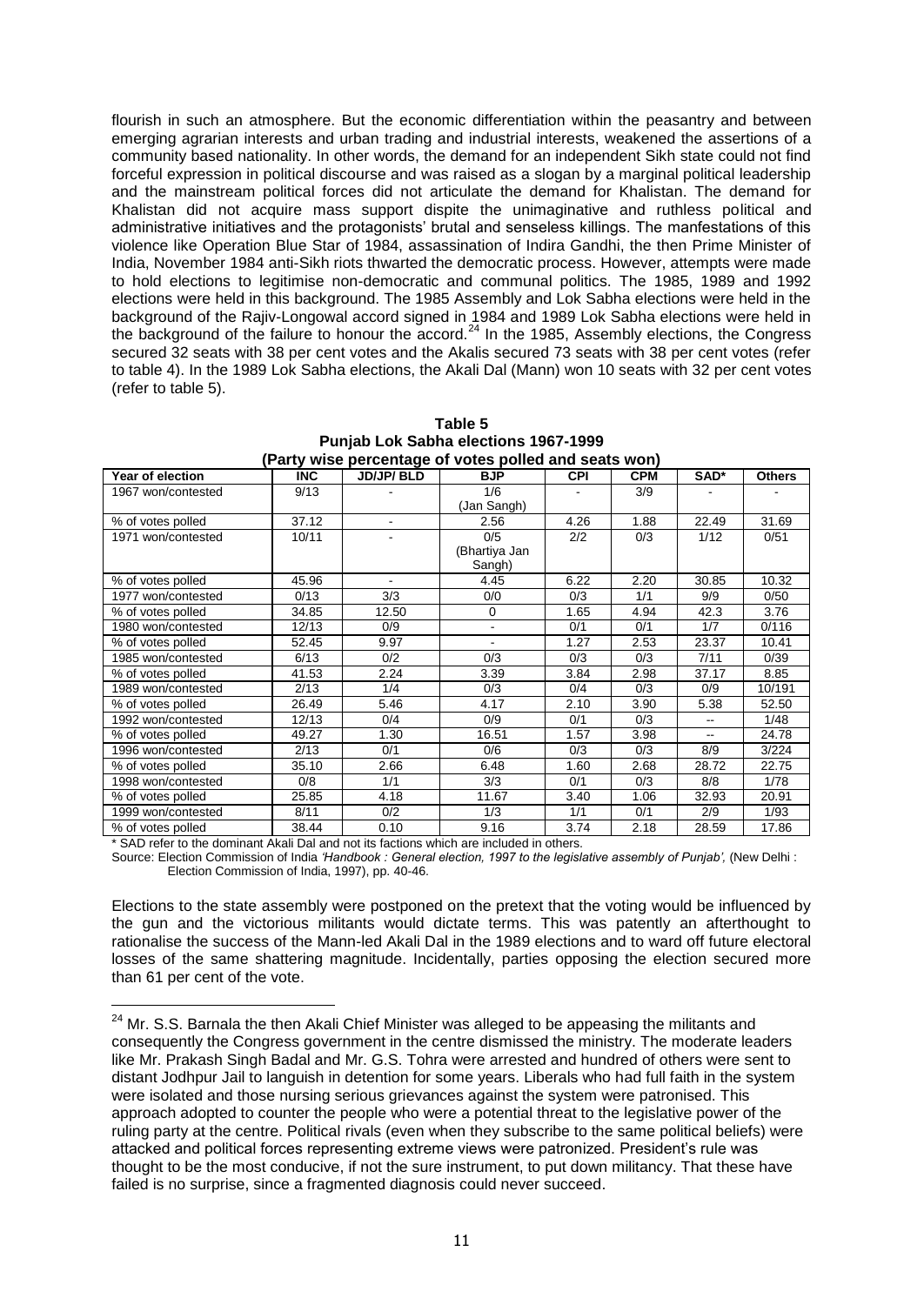flourish in such an atmosphere. But the economic differentiation within the peasantry and between emerging agrarian interests and urban trading and industrial interests, weakened the assertions of a community based nationality. In other words, the demand for an independent Sikh state could not find forceful expression in political discourse and was raised as a slogan by a marginal political leadership and the mainstream political forces did not articulate the demand for Khalistan. The demand for Khalistan did not acquire mass support dispite the unimaginative and ruthless political and administrative initiatives and the protagonists' brutal and senseless killings. The manfestations of this violence like Operation Blue Star of 1984, assassination of Indira Gandhi, the then Prime Minister of India, November 1984 anti-Sikh riots thwarted the democratic process. However, attempts were made to hold elections to legitimise non-democratic and communal politics. The 1985, 1989 and 1992 elections were held in this background. The 1985 Assembly and Lok Sabha elections were held in the background of the Rajiv-Longowal accord signed in 1984 and 1989 Lok Sabha elections were held in the background of the failure to honour the accord.[24] In the 1985, Assembly elections, the Congress secured 32 seats with 38 per cent votes and the Akalis secured 73 seats with 38 per cent votes (refer to table 4). In the 1989 Lok Sabha elections, the Akali Dal (Mann) won 10 seats with 32 per cent votes (refer to table 5).

**Table 5**
**Punjab Lok Sabha elections 1967-1999**
**(Party wise percentage of votes polled and seats won)**

| Year of election | INC | JD/JP/ BLD | BJP | CPI | CPM | SAD* | Others |
|---|---|---|---|---|---|---|---|
| 1967 won/contested | 9/13 | - | 1/6 (Jan Sangh) | - | 3/9 | - | - |
| % of votes polled | 37.12 | - | 2.56 | 4.26 | 1.88 | 22.49 | 31.69 |
| 1971 won/contested | 10/11 | - | 0/5 (Bhartiya Jan Sangh) | 2/2 | 0/3 | 1/12 | 0/51 |
| % of votes polled | 45.96 | - | 4.45 | 6.22 | 2.20 | 30.85 | 10.32 |
| 1977 won/contested | 0/13 | 3/3 | 0/0 | 0/3 | 1/1 | 9/9 | 0/50 |
| % of votes polled | 34.85 | 12.50 | 0 | 1.65 | 4.94 | 42.3 | 3.76 |
| 1980 won/contested | 12/13 | 0/9 | - | 0/1 | 0/1 | 1/7 | 0/116 |
| % of votes polled | 52.45 | 9.97 | - | 1.27 | 2.53 | 23.37 | 10.41 |
| 1985 won/contested | 6/13 | 0/2 | 0/3 | 0/3 | 0/3 | 7/11 | 0/39 |
| % of votes polled | 41.53 | 2.24 | 3.39 | 3.84 | 2.98 | 37.17 | 8.85 |
| 1989 won/contested | 2/13 | 1/4 | 0/3 | 0/4 | 0/3 | 0/9 | 10/191 |
| % of votes polled | 26.49 | 5.46 | 4.17 | 2.10 | 3.90 | 5.38 | 52.50 |
| 1992 won/contested | 12/13 | 0/4 | 0/9 | 0/1 | 0/3 | -- | 1/48 |
| % of votes polled | 49.27 | 1.30 | 16.51 | 1.57 | 3.98 | -- | 24.78 |
| 1996 won/contested | 2/13 | 0/1 | 0/6 | 0/3 | 0/3 | 8/9 | 3/224 |
| % of votes polled | 35.10 | 2.66 | 6.48 | 1.60 | 2.68 | 28.72 | 22.75 |
| 1998 won/contested | 0/8 | 1/1 | 3/3 | 0/1 | 0/3 | 8/8 | 1/78 |
| % of votes polled | 25.85 | 4.18 | 11.67 | 3.40 | 1.06 | 32.93 | 20.91 |
| 1999 won/contested | 8/11 | 0/2 | 1/3 | 1/1 | 0/1 | 2/9 | 1/93 |
| % of votes polled | 38.44 | 0.10 | 9.16 | 3.74 | 2.18 | 28.59 | 17.86 |

* SAD refer to the dominant Akali Dal and not its factions which are included in others.

Source: Election Commission of India *'Handbook : General election, 1997 to the legislative assembly of Punjab',* (New Delhi : Election Commission of India, 1997), pp. 40-46.

Elections to the state assembly were postponed on the pretext that the voting would be influenced by the gun and the victorious militants would dictate terms. This was patently an afterthought to rationalise the success of the Mann-led Akali Dal in the 1989 elections and to ward off future electoral losses of the same shattering magnitude. Incidentally, parties opposing the election secured more than 61 per cent of the vote.

[24] Mr. S.S. Barnala the then Akali Chief Minister was alleged to be appeasing the militants and consequently the Congress government in the centre dismissed the ministry. The moderate leaders like Mr. Prakash Singh Badal and Mr. G.S. Tohra were arrested and hundred of others were sent to distant Jodhpur Jail to languish in detention for some years. Liberals who had full faith in the system were isolated and those nursing serious grievances against the system were patronised. This approach adopted to counter the people who were a potential threat to the legislative power of the ruling party at the centre. Political rivals (even when they subscribe to the same political beliefs) were attacked and political forces representing extreme views were patronized. President's rule was thought to be the most conducive, if not the sure instrument, to put down militancy. That these have failed is no surprise, since a fragmented diagnosis could never succeed.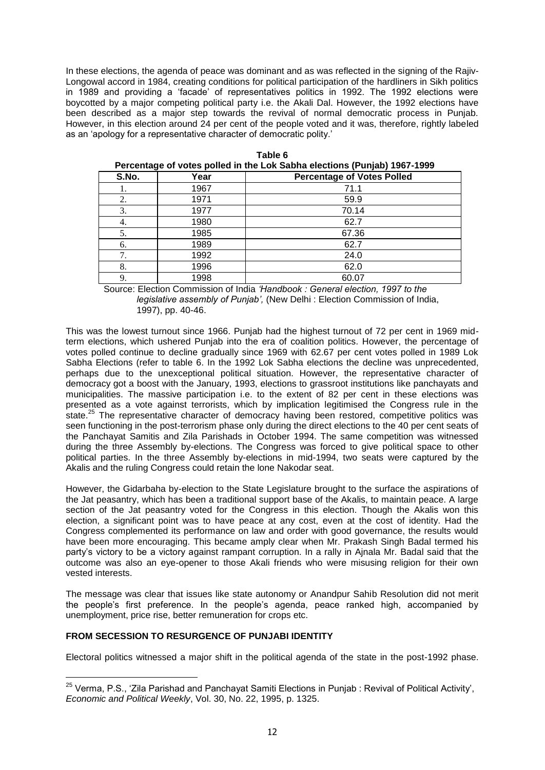In these elections, the agenda of peace was dominant and as was reflected in the signing of the Rajiv-Longowal accord in 1984, creating conditions for political participation of the hardliners in Sikh politics in 1989 and providing a 'facade' of representatives politics in 1992. The 1992 elections were boycotted by a major competing political party i.e. the Akali Dal. However, the 1992 elections have been described as a major step towards the revival of normal democratic process in Punjab. However, in this election around 24 per cent of the people voted and it was, therefore, rightly labeled as an 'apology for a representative character of democratic polity.'

**Table 6**
**Percentage of votes polled in the Lok Sabha elections (Punjab) 1967-1999**

| S.No. | Year | Percentage of Votes Polled |
|---|---|---|
| 1. | 1967 | 71.1 |
| 2. | 1971 | 59.9 |
| 3. | 1977 | 70.14 |
| 4. | 1980 | 62.7 |
| 5. | 1985 | 67.36 |
| 6. | 1989 | 62.7 |
| 7. | 1992 | 24.0 |
| 8. | 1996 | 62.0 |
| 9. | 1998 | 60.07 |

Source: Election Commission of India *'Handbook : General election, 1997 to the legislative assembly of Punjab',* (New Delhi : Election Commission of India, 1997), pp. 40-46.

This was the lowest turnout since 1966. Punjab had the highest turnout of 72 per cent in 1969 mid-term elections, which ushered Punjab into the era of coalition politics. However, the percentage of votes polled continue to decline gradually since 1969 with 62.67 per cent votes polled in 1989 Lok Sabha Elections (refer to table 6. In the 1992 Lok Sabha elections the decline was unprecedented, perhaps due to the unexceptional political situation. However, the representative character of democracy got a boost with the January, 1993, elections to grassroot institutions like panchayats and municipalities. The massive participation i.e. to the extent of 82 per cent in these elections was presented as a vote against terrorists, which by implication legitimised the Congress rule in the state.[25] The representative character of democracy having been restored, competitive politics was seen functioning in the post-terrorism phase only during the direct elections to the 40 per cent seats of the Panchayat Samitis and Zila Parishads in October 1994. The same competition was witnessed during the three Assembly by-elections. The Congress was forced to give political space to other political parties. In the three Assembly by-elections in mid-1994, two seats were captured by the Akalis and the ruling Congress could retain the lone Nakodar seat.

However, the Gidarbaha by-election to the State Legislature brought to the surface the aspirations of the Jat peasantry, which has been a traditional support base of the Akalis, to maintain peace. A large section of the Jat peasantry voted for the Congress in this election. Though the Akalis won this election, a significant point was to have peace at any cost, even at the cost of identity. Had the Congress complemented its performance on law and order with good governance, the results would have been more encouraging. This became amply clear when Mr. Prakash Singh Badal termed his party's victory to be a victory against rampant corruption. In a rally in Ajnala Mr. Badal said that the outcome was also an eye-opener to those Akali friends who were misusing religion for their own vested interests.

The message was clear that issues like state autonomy or Anandpur Sahib Resolution did not merit the people's first preference. In the people's agenda, peace ranked high, accompanied by unemployment, price rise, better remuneration for crops etc.

## FROM SECESSION TO RESURGENCE OF PUNJABI IDENTITY

Electoral politics witnessed a major shift in the political agenda of the state in the post-1992 phase.

[25] Verma, P.S., 'Zila Parishad and Panchayat Samiti Elections in Punjab : Revival of Political Activity', *Economic and Political Weekly*, Vol. 30, No. 22, 1995, p. 1325.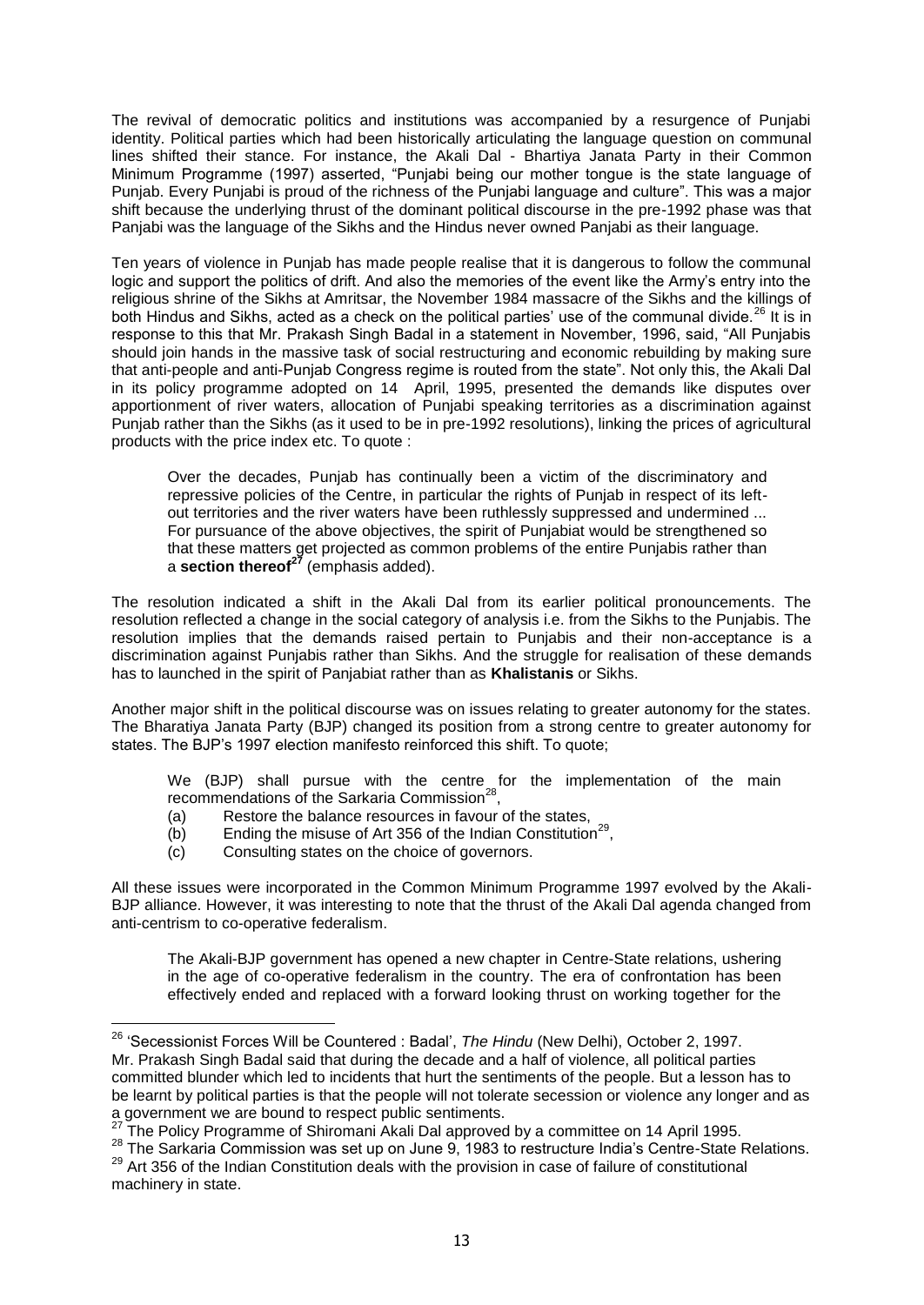The revival of democratic politics and institutions was accompanied by a resurgence of Punjabi identity. Political parties which had been historically articulating the language question on communal lines shifted their stance. For instance, the Akali Dal - Bhartiya Janata Party in their Common Minimum Programme (1997) asserted, "Punjabi being our mother tongue is the state language of Punjab. Every Punjabi is proud of the richness of the Punjabi language and culture". This was a major shift because the underlying thrust of the dominant political discourse in the pre-1992 phase was that Panjabi was the language of the Sikhs and the Hindus never owned Panjabi as their language.

Ten years of violence in Punjab has made people realise that it is dangerous to follow the communal logic and support the politics of drift. And also the memories of the event like the Army's entry into the religious shrine of the Sikhs at Amritsar, the November 1984 massacre of the Sikhs and the killings of both Hindus and Sikhs, acted as a check on the political parties' use of the communal divide.[26] It is in response to this that Mr. Prakash Singh Badal in a statement in November, 1996, said, "All Punjabis should join hands in the massive task of social restructuring and economic rebuilding by making sure that anti-people and anti-Punjab Congress regime is routed from the state". Not only this, the Akali Dal in its policy programme adopted on 14 April, 1995, presented the demands like disputes over apportionment of river waters, allocation of Punjabi speaking territories as a discrimination against Punjab rather than the Sikhs (as it used to be in pre-1992 resolutions), linking the prices of agricultural products with the price index etc. To quote :

> Over the decades, Punjab has continually been a victim of the discriminatory and repressive policies of the Centre, in particular the rights of Punjab in respect of its left-out territories and the river waters have been ruthlessly suppressed and undermined ... For pursuance of the above objectives, the spirit of Punjabiat would be strengthened so that these matters get projected as common problems of the entire Punjabis rather than a **section thereof**[27] (emphasis added).

The resolution indicated a shift in the Akali Dal from its earlier political pronouncements. The resolution reflected a change in the social category of analysis i.e. from the Sikhs to the Punjabis. The resolution implies that the demands raised pertain to Punjabis and their non-acceptance is a discrimination against Punjabis rather than Sikhs. And the struggle for realisation of these demands has to launched in the spirit of Panjabiat rather than as **Khalistanis** or Sikhs.

Another major shift in the political discourse was on issues relating to greater autonomy for the states. The Bharatiya Janata Party (BJP) changed its position from a strong centre to greater autonomy for states. The BJP's 1997 election manifesto reinforced this shift. To quote;

> We (BJP) shall pursue with the centre for the implementation of the main recommendations of the Sarkaria Commission[28],
>
> (a) Restore the balance resources in favour of the states,
> (b) Ending the misuse of Art 356 of the Indian Constitution[29],
> (c) Consulting states on the choice of governors.

All these issues were incorporated in the Common Minimum Programme 1997 evolved by the Akali-BJP alliance. However, it was interesting to note that the thrust of the Akali Dal agenda changed from anti-centrism to co-operative federalism.

> The Akali-BJP government has opened a new chapter in Centre-State relations, ushering in the age of co-operative federalism in the country. The era of confrontation has been effectively ended and replaced with a forward looking thrust on working together for the

---

[26] 'Secessionist Forces Will be Countered : Badal', *The Hindu* (New Delhi), October 2, 1997. Mr. Prakash Singh Badal said that during the decade and a half of violence, all political parties committed blunder which led to incidents that hurt the sentiments of the people. But a lesson has to be learnt by political parties is that the people will not tolerate secession or violence any longer and as a government we are bound to respect public sentiments.

[27] The Policy Programme of Shiromani Akali Dal approved by a committee on 14 April 1995.

[28] The Sarkaria Commission was set up on June 9, 1983 to restructure India's Centre-State Relations.

[29] Art 356 of the Indian Constitution deals with the provision in case of failure of constitutional machinery in state.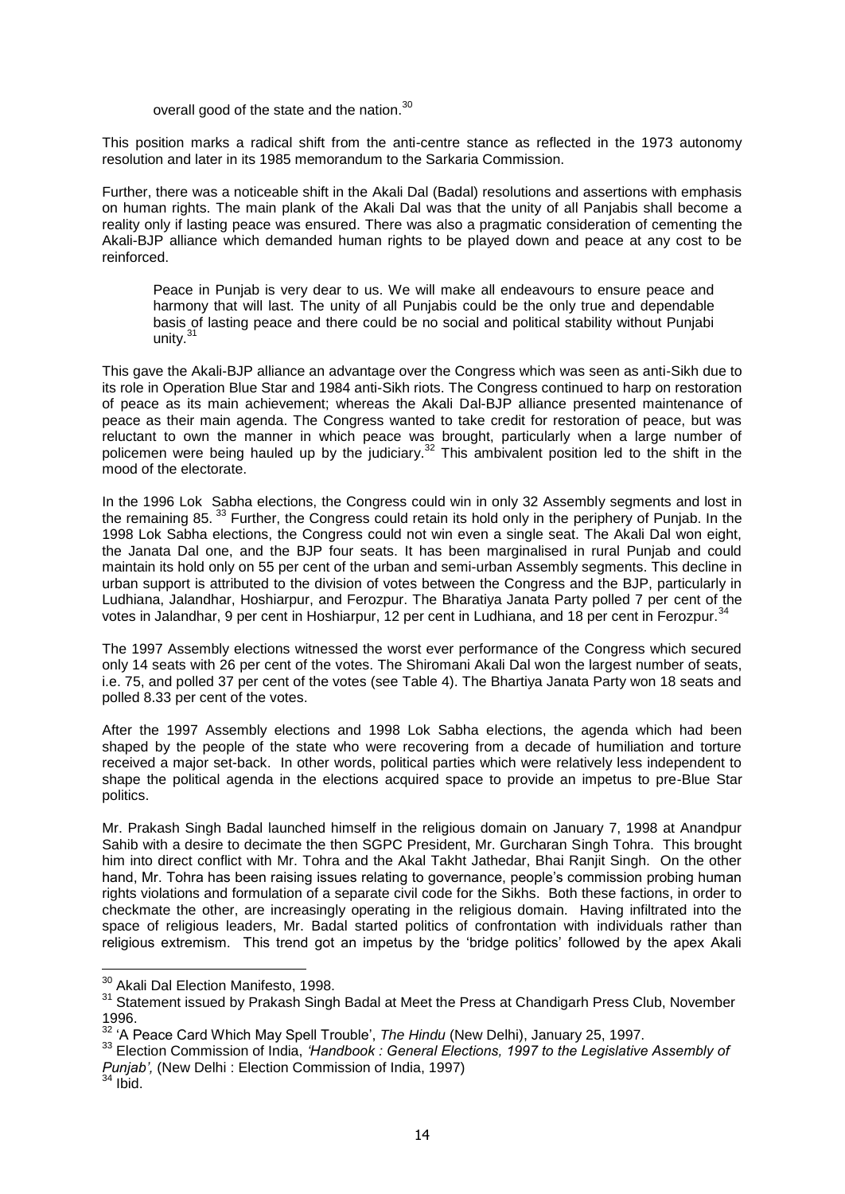> overall good of the state and the nation.[30]

This position marks a radical shift from the anti-centre stance as reflected in the 1973 autonomy resolution and later in its 1985 memorandum to the Sarkaria Commission.

Further, there was a noticeable shift in the Akali Dal (Badal) resolutions and assertions with emphasis on human rights. The main plank of the Akali Dal was that the unity of all Panjabis shall become a reality only if lasting peace was ensured. There was also a pragmatic consideration of cementing the Akali-BJP alliance which demanded human rights to be played down and peace at any cost to be reinforced.

> Peace in Punjab is very dear to us. We will make all endeavours to ensure peace and harmony that will last. The unity of all Punjabis could be the only true and dependable basis of lasting peace and there could be no social and political stability without Punjabi unity.[31]

This gave the Akali-BJP alliance an advantage over the Congress which was seen as anti-Sikh due to its role in Operation Blue Star and 1984 anti-Sikh riots. The Congress continued to harp on restoration of peace as its main achievement; whereas the Akali Dal-BJP alliance presented maintenance of peace as their main agenda. The Congress wanted to take credit for restoration of peace, but was reluctant to own the manner in which peace was brought, particularly when a large number of policemen were being hauled up by the judiciary.[32] This ambivalent position led to the shift in the mood of the electorate.

In the 1996 Lok Sabha elections, the Congress could win in only 32 Assembly segments and lost in the remaining 85.[33] Further, the Congress could retain its hold only in the periphery of Punjab. In the 1998 Lok Sabha elections, the Congress could not win even a single seat. The Akali Dal won eight, the Janata Dal one, and the BJP four seats. It has been marginalised in rural Punjab and could maintain its hold only on 55 per cent of the urban and semi-urban Assembly segments. This decline in urban support is attributed to the division of votes between the Congress and the BJP, particularly in Ludhiana, Jalandhar, Hoshiarpur, and Ferozpur. The Bharatiya Janata Party polled 7 per cent of the votes in Jalandhar, 9 per cent in Hoshiarpur, 12 per cent in Ludhiana, and 18 per cent in Ferozpur.[34]

The 1997 Assembly elections witnessed the worst ever performance of the Congress which secured only 14 seats with 26 per cent of the votes. The Shiromani Akali Dal won the largest number of seats, i.e. 75, and polled 37 per cent of the votes (see Table 4). The Bhartiya Janata Party won 18 seats and polled 8.33 per cent of the votes.

After the 1997 Assembly elections and 1998 Lok Sabha elections, the agenda which had been shaped by the people of the state who were recovering from a decade of humiliation and torture received a major set-back. In other words, political parties which were relatively less independent to shape the political agenda in the elections acquired space to provide an impetus to pre-Blue Star politics.

Mr. Prakash Singh Badal launched himself in the religious domain on January 7, 1998 at Anandpur Sahib with a desire to decimate the then SGPC President, Mr. Gurcharan Singh Tohra. This brought him into direct conflict with Mr. Tohra and the Akal Takht Jathedar, Bhai Ranjit Singh. On the other hand, Mr. Tohra has been raising issues relating to governance, people's commission probing human rights violations and formulation of a separate civil code for the Sikhs. Both these factions, in order to checkmate the other, are increasingly operating in the religious domain. Having infiltrated into the space of religious leaders, Mr. Badal started politics of confrontation with individuals rather than religious extremism. This trend got an impetus by the 'bridge politics' followed by the apex Akali

---

[30] Akali Dal Election Manifesto, 1998.

[31] Statement issued by Prakash Singh Badal at Meet the Press at Chandigarh Press Club, November 1996.

[32] 'A Peace Card Which May Spell Trouble', *The Hindu* (New Delhi), January 25, 1997.

[33] Election Commission of India, *'Handbook : General Elections, 1997 to the Legislative Assembly of Punjab',* (New Delhi : Election Commission of India, 1997)

[34] Ibid.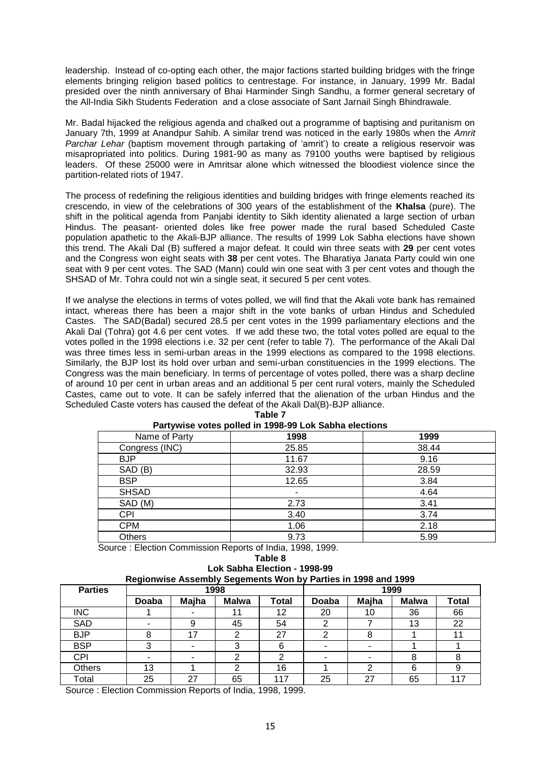leadership. Instead of co-opting each other, the major factions started building bridges with the fringe elements bringing religion based politics to centrestage. For instance, in January, 1999 Mr. Badal presided over the ninth anniversary of Bhai Harminder Singh Sandhu, a former general secretary of the All-India Sikh Students Federation and a close associate of Sant Jarnail Singh Bhindrawale.

Mr. Badal hijacked the religious agenda and chalked out a programme of baptising and puritanism on January 7th, 1999 at Anandpur Sahib. A similar trend was noticed in the early 1980s when the *Amrit Parchar Lehar* (baptism movement through partaking of 'amrit') to create a religious reservoir was misappropriated into politics. During 1981-90 as many as 79100 youths were baptised by religious leaders. Of these 25000 were in Amritsar alone which witnessed the bloodiest violence since the partition-related riots of 1947.

The process of redefining the religious identities and building bridges with fringe elements reached its crescendo, in view of the celebrations of 300 years of the establishment of the **Khalsa** (pure). The shift in the political agenda from Panjabi identity to Sikh identity alienated a large section of urban Hindus. The peasant- oriented doles like free power made the rural based Scheduled Caste population apathetic to the Akali-BJP alliance. The results of 1999 Lok Sabha elections have shown this trend. The Akali Dal (B) suffered a major defeat. It could win three seats with **29** per cent votes and the Congress won eight seats with **38** per cent votes. The Bharatiya Janata Party could win one seat with 9 per cent votes. The SAD (Mann) could win one seat with 3 per cent votes and though the SHSAD of Mr. Tohra could not win a single seat, it secured 5 per cent votes.

If we analyse the elections in terms of votes polled, we will find that the Akali vote bank has remained intact, whereas there has been a major shift in the vote banks of urban Hindus and Scheduled Castes. The SAD(Badal) secured 28.5 per cent votes in the 1999 parliamentary elections and the Akali Dal (Tohra) got 4.6 per cent votes. If we add these two, the total votes polled are equal to the votes polled in the 1998 elections i.e. 32 per cent (refer to table 7). The performance of the Akali Dal was three times less in semi-urban areas in the 1999 elections as compared to the 1998 elections. Similarly, the BJP lost its hold over urban and semi-urban constituencies in the 1999 elections. The Congress was the main beneficiary. In terms of percentage of votes polled, there was a sharp decline of around 10 per cent in urban areas and an additional 5 per cent rural voters, mainly the Scheduled Castes, came out to vote. It can be safely inferred that the alienation of the urban Hindus and the Scheduled Caste voters has caused the defeat of the Akali Dal(B)-BJP alliance.

**Table 7**

**Partywise votes polled in 1998-99 Lok Sabha elections**

| Name of Party | 1998 | 1999 |
|---|---|---|
| Congress (INC) | 25.85 | 38.44 |
| BJP | 11.67 | 9.16 |
| SAD (B) | 32.93 | 28.59 |
| BSP | 12.65 | 3.84 |
| SHSAD | - | 4.64 |
| SAD (M) | 2.73 | 3.41 |
| CPI | 3.40 | 3.74 |
| CPM | 1.06 | 2.18 |
| Others | 9.73 | 5.99 |

Source : Election Commission Reports of India, 1998, 1999.

**Table 8**

**Lok Sabha Election - 1998-99**

**Regionwise Assembly Segements Won by Parties in 1998 and 1999**

| Parties | 1998 | | | | 1999 | | | |
|---|---|---|---|---|---|---|---|---|
| | Doaba | Majha | Malwa | Total | Doaba | Majha | Malwa | Total |
| INC | 1 | - | 11 | 12 | 20 | 10 | 36 | 66 |
| SAD | - | 9 | 45 | 54 | 2 | 7 | 13 | 22 |
| BJP | 8 | 17 | 2 | 27 | 2 | 8 | 1 | 11 |
| BSP | 3 | - | 3 | 6 | - | - | 1 | 1 |
| CPI | - | - | 2 | 2 | - | - | 8 | 8 |
| Others | 13 | 1 | 2 | 16 | 1 | 2 | 6 | 9 |
| Total | 25 | 27 | 65 | 117 | 25 | 27 | 65 | 117 |

Source : Election Commission Reports of India, 1998, 1999.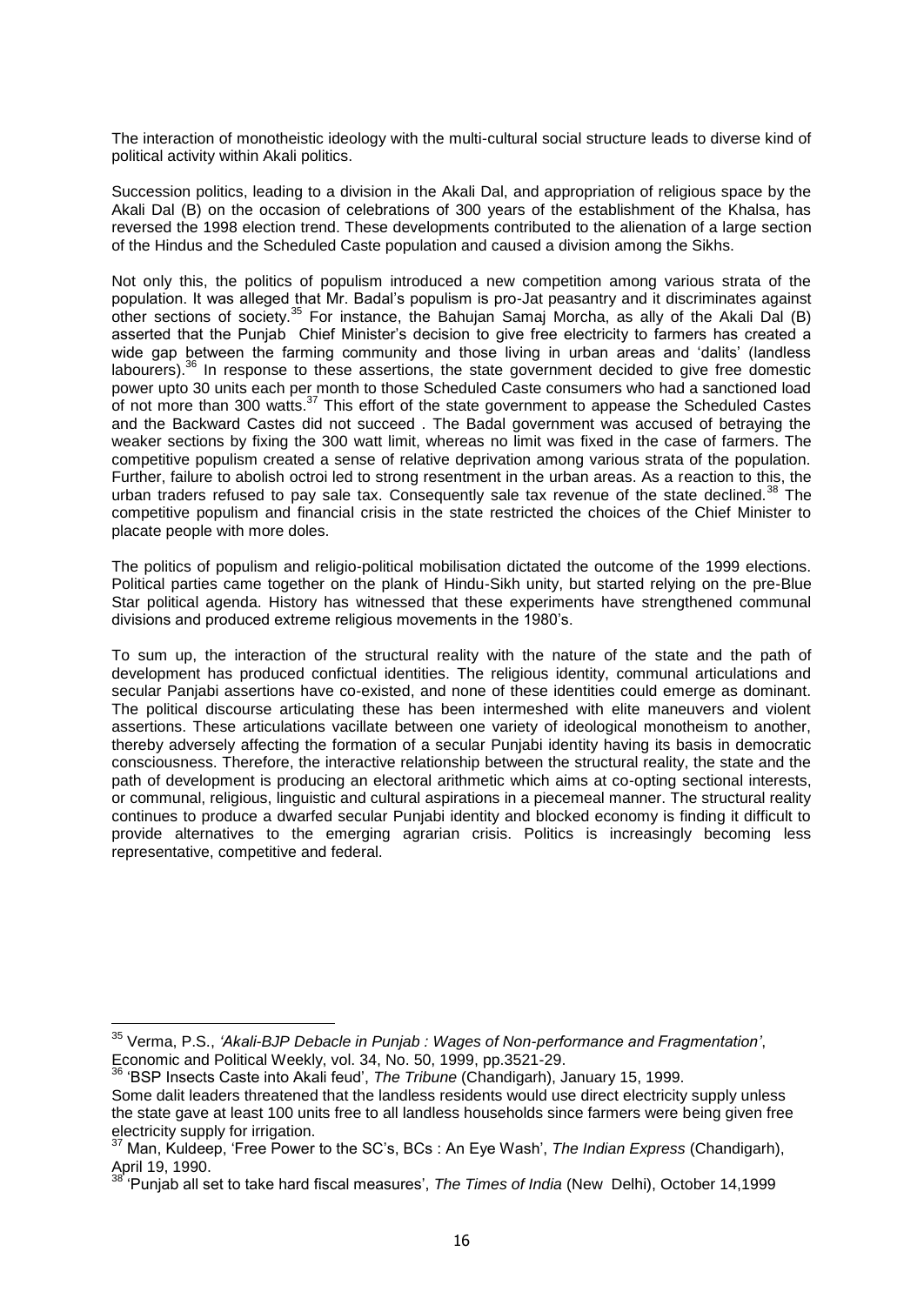The interaction of monotheistic ideology with the multi-cultural social structure leads to diverse kind of political activity within Akali politics.

Succession politics, leading to a division in the Akali Dal, and appropriation of religious space by the Akali Dal (B) on the occasion of celebrations of 300 years of the establishment of the Khalsa, has reversed the 1998 election trend. These developments contributed to the alienation of a large section of the Hindus and the Scheduled Caste population and caused a division among the Sikhs.

Not only this, the politics of populism introduced a new competition among various strata of the population. It was alleged that Mr. Badal's populism is pro-Jat peasantry and it discriminates against other sections of society.[35] For instance, the Bahujan Samaj Morcha, as ally of the Akali Dal (B) asserted that the Punjab Chief Minister's decision to give free electricity to farmers has created a wide gap between the farming community and those living in urban areas and 'dalits' (landless labourers).[36] In response to these assertions, the state government decided to give free domestic power upto 30 units each per month to those Scheduled Caste consumers who had a sanctioned load of not more than 300 watts.[37] This effort of the state government to appease the Scheduled Castes and the Backward Castes did not succeed . The Badal government was accused of betraying the weaker sections by fixing the 300 watt limit, whereas no limit was fixed in the case of farmers. The competitive populism created a sense of relative deprivation among various strata of the population. Further, failure to abolish octroi led to strong resentment in the urban areas. As a reaction to this, the urban traders refused to pay sale tax. Consequently sale tax revenue of the state declined.[38] The competitive populism and financial crisis in the state restricted the choices of the Chief Minister to placate people with more doles.

The politics of populism and religio-political mobilisation dictated the outcome of the 1999 elections. Political parties came together on the plank of Hindu-Sikh unity, but started relying on the pre-Blue Star political agenda. History has witnessed that these experiments have strengthened communal divisions and produced extreme religious movements in the 1980's.

To sum up, the interaction of the structural reality with the nature of the state and the path of development has produced confictual identities. The religious identity, communal articulations and secular Panjabi assertions have co-existed, and none of these identities could emerge as dominant. The political discourse articulating these has been intermeshed with elite maneuvers and violent assertions. These articulations vacillate between one variety of ideological monotheism to another, thereby adversely affecting the formation of a secular Punjabi identity having its basis in democratic consciousness. Therefore, the interactive relationship between the structural reality, the state and the path of development is producing an electoral arithmetic which aims at co-opting sectional interests, or communal, religious, linguistic and cultural aspirations in a piecemeal manner. The structural reality continues to produce a dwarfed secular Punjabi identity and blocked economy is finding it difficult to provide alternatives to the emerging agrarian crisis. Politics is increasingly becoming less representative, competitive and federal.

---

[35] Verma, P.S., *'Akali-BJP Debacle in Punjab : Wages of Non-performance and Fragmentation'*, Economic and Political Weekly, vol. 34, No. 50, 1999, pp.3521-29.

[36] 'BSP Insects Caste into Akali feud', *The Tribune* (Chandigarh), January 15, 1999.
Some dalit leaders threatened that the landless residents would use direct electricity supply unless the state gave at least 100 units free to all landless households since farmers were being given free electricity supply for irrigation.

[37] Man, Kuldeep, 'Free Power to the SC's, BCs : An Eye Wash', *The Indian Express* (Chandigarh), April 19, 1990.

[38] 'Punjab all set to take hard fiscal measures', *The Times of India* (New Delhi), October 14,1999